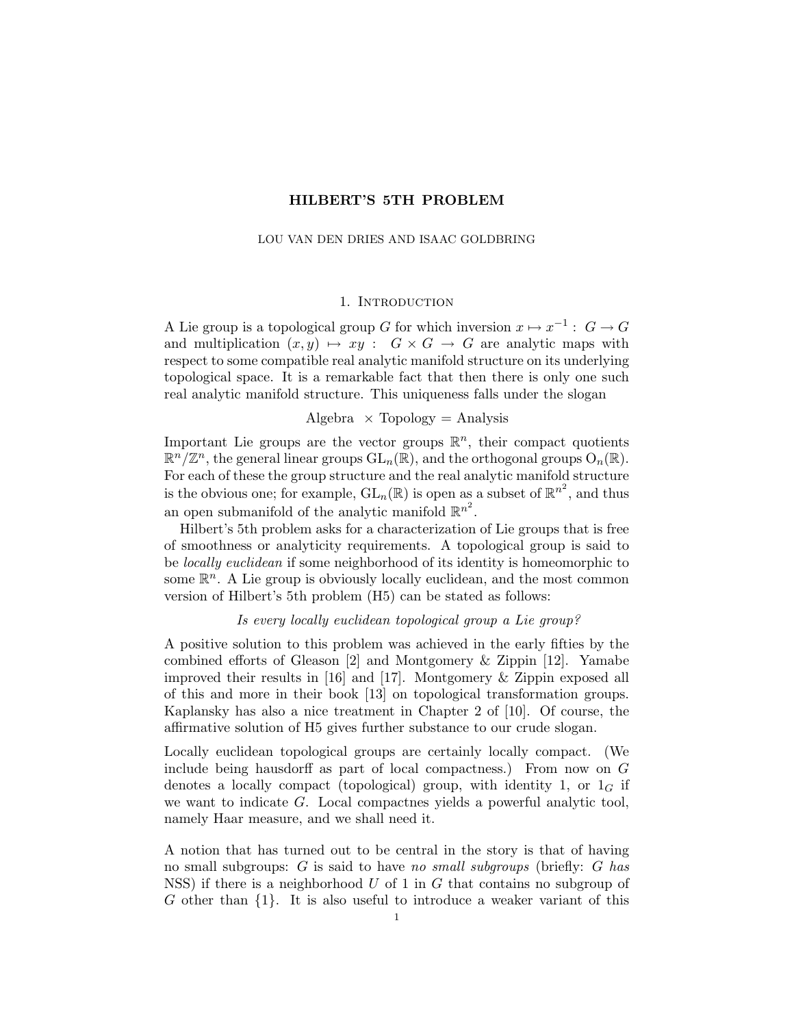# HILBERT'S 5TH PROBLEM

LOU VAN DEN DRIES AND ISAAC GOLDBRING

## 1. Introduction

A Lie group is a topological group $G$ for which inversion $x \mapsto x^{-1} : G \to G$ and multiplication $(x, y) \mapsto xy : G \times G \to G$ are analytic maps with respect to some compatible real analytic manifold structure on its underlying topological space. It is a remarkable fact that then there is only one such real analytic manifold structure. This uniqueness falls under the slogan

$$\text{Algebra } \times \text{ Topology} = \text{Analysis}$$

Important Lie groups are the vector groups $\mathbb{R}^n$, their compact quotients $\mathbb{R}^n/\mathbb{Z}^n$, the general linear groups $\mathrm{GL}_n(\mathbb{R})$, and the orthogonal groups $\mathrm{O}_n(\mathbb{R})$. For each of these the group structure and the real analytic manifold structure is the obvious one; for example, $\mathrm{GL}_n(\mathbb{R})$ is open as a subset of $\mathbb{R}^{n^2}$, and thus an open submanifold of the analytic manifold $\mathbb{R}^{n^2}$.

Hilbert's 5th problem asks for a characterization of Lie groups that is free of smoothness or analyticity requirements. A topological group is said to be *locally euclidean* if some neighborhood of its identity is homeomorphic to some $\mathbb{R}^n$. A Lie group is obviously locally euclidean, and the most common version of Hilbert's 5th problem (H5) can be stated as follows:

*Is every locally euclidean topological group a Lie group?*

A positive solution to this problem was achieved in the early fifties by the combined efforts of Gleason [2] and Montgomery & Zippin [12]. Yamabe improved their results in [16] and [17]. Montgomery & Zippin exposed all of this and more in their book [13] on topological transformation groups. Kaplansky has also a nice treatment in Chapter 2 of [10]. Of course, the affirmative solution of H5 gives further substance to our crude slogan.

Locally euclidean topological groups are certainly locally compact. (We include being hausdorff as part of local compactness.) From now on $G$ denotes a locally compact (topological) group, with identity 1, or $1_G$ if we want to indicate $G$. Local compactnes yields a powerful analytic tool, namely Haar measure, and we shall need it.

A notion that has turned out to be central in the story is that of having no small subgroups: $G$ is said to have *no small subgroups* (briefly: *$G$ has* NSS) if there is a neighborhood $U$ of 1 in $G$ that contains no subgroup of $G$ other than $\{1\}$. It is also useful to introduce a weaker variant of this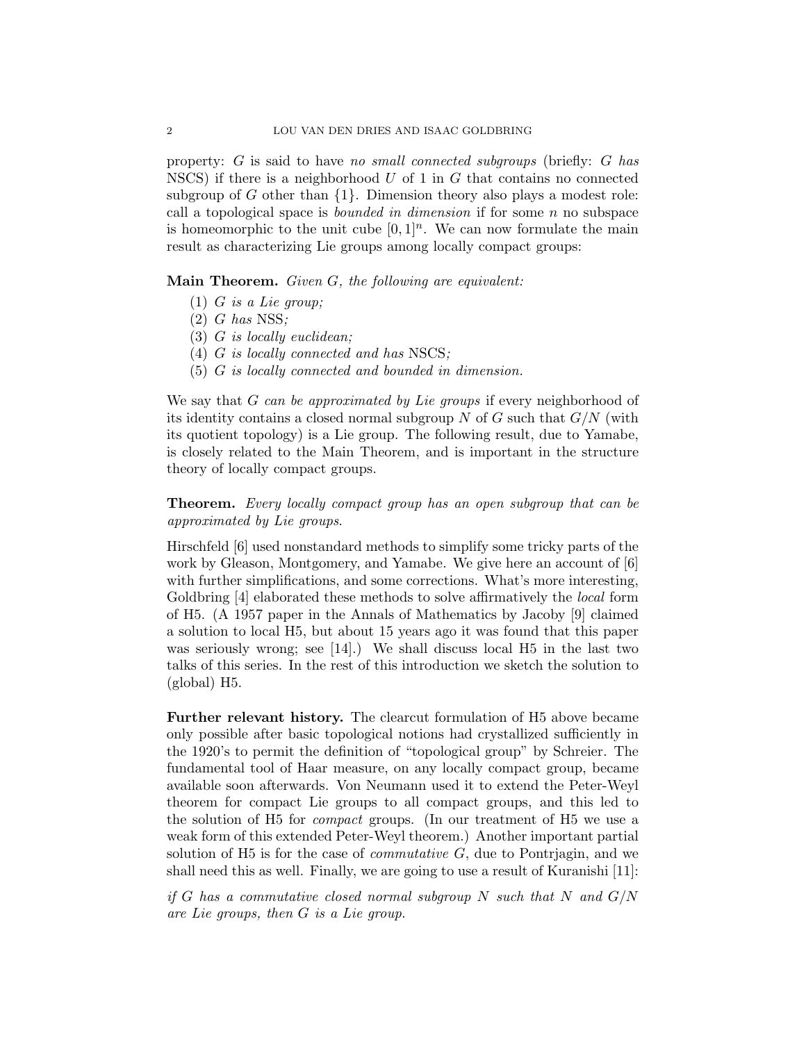property: $G$ is said to have *no small connected subgroups* (briefly: *G has* NSCS) if there is a neighborhood $U$ of 1 in $G$ that contains no connected subgroup of $G$ other than $\{1\}$. Dimension theory also plays a modest role: call a topological space is *bounded in dimension* if for some $n$ no subspace is homeomorphic to the unit cube $[0,1]^n$. We can now formulate the main result as characterizing Lie groups among locally compact groups:

**Main Theorem.** *Given $G$, the following are equivalent:*

1. *$G$ is a Lie group;*
2. *$G$ has* NSS*;*
3. *$G$ is locally euclidean;*
4. *$G$ is locally connected and has* NSCS*;*
5. *$G$ is locally connected and bounded in dimension.*

We say that $G$ *can be approximated by Lie groups* if every neighborhood of its identity contains a closed normal subgroup $N$ of $G$ such that $G/N$ (with its quotient topology) is a Lie group. The following result, due to Yamabe, is closely related to the Main Theorem, and is important in the structure theory of locally compact groups.

**Theorem.** *Every locally compact group has an open subgroup that can be approximated by Lie groups.*

Hirschfeld [6] used nonstandard methods to simplify some tricky parts of the work by Gleason, Montgomery, and Yamabe. We give here an account of [6] with further simplifications, and some corrections. What's more interesting, Goldbring [4] elaborated these methods to solve affirmatively the *local* form of H5. (A 1957 paper in the Annals of Mathematics by Jacoby [9] claimed a solution to local H5, but about 15 years ago it was found that this paper was seriously wrong; see [14].) We shall discuss local H5 in the last two talks of this series. In the rest of this introduction we sketch the solution to (global) H5.

**Further relevant history.** The clearcut formulation of H5 above became only possible after basic topological notions had crystallized sufficiently in the 1920's to permit the definition of "topological group" by Schreier. The fundamental tool of Haar measure, on any locally compact group, became available soon afterwards. Von Neumann used it to extend the Peter-Weyl theorem for compact Lie groups to all compact groups, and this led to the solution of H5 for *compact* groups. (In our treatment of H5 we use a weak form of this extended Peter-Weyl theorem.) Another important partial solution of H5 is for the case of *commutative* $G$, due to Pontrjagin, and we shall need this as well. Finally, we are going to use a result of Kuranishi [11]:

*if $G$ has a commutative closed normal subgroup $N$ such that $N$ and $G/N$ are Lie groups, then $G$ is a Lie group.*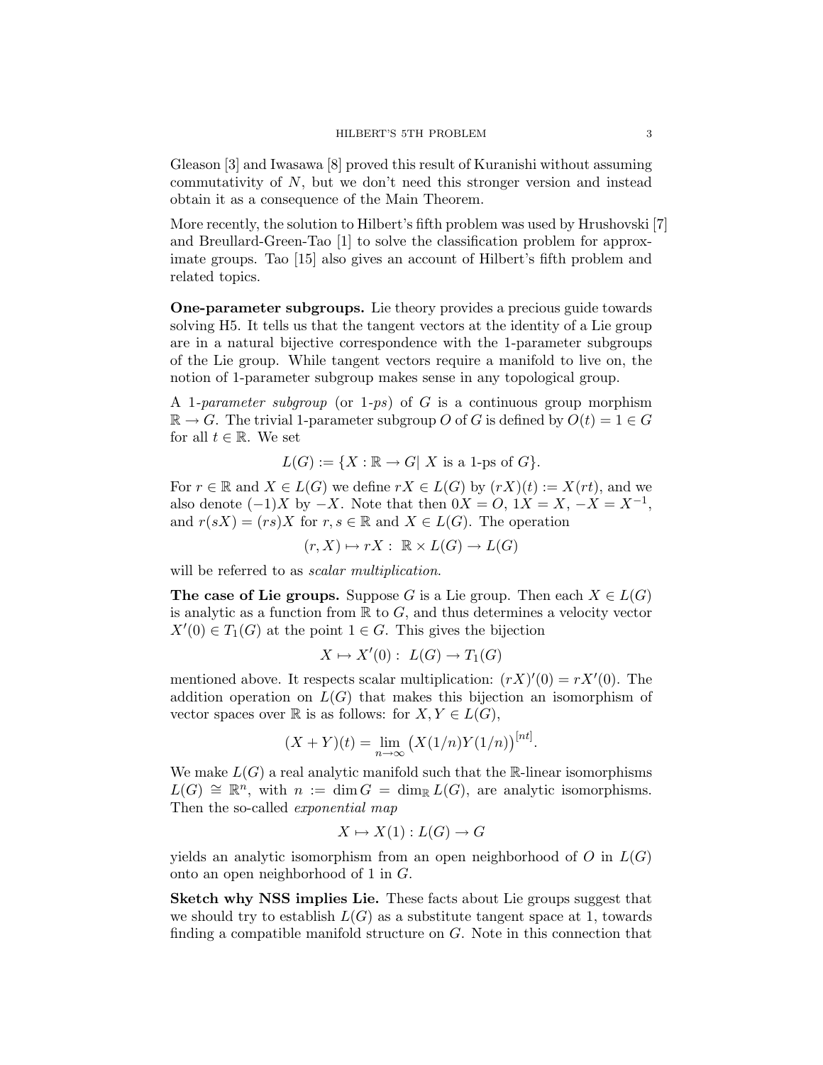Gleason [3] and Iwasawa [8] proved this result of Kuranishi without assuming commutativity of $N$, but we don't need this stronger version and instead obtain it as a consequence of the Main Theorem.

More recently, the solution to Hilbert's fifth problem was used by Hrushovski [7] and Breullard-Green-Tao [1] to solve the classification problem for approximate groups. Tao [15] also gives an account of Hilbert's fifth problem and related topics.

**One-parameter subgroups.** Lie theory provides a precious guide towards solving H5. It tells us that the tangent vectors at the identity of a Lie group are in a natural bijective correspondence with the 1-parameter subgroups of the Lie group. While tangent vectors require a manifold to live on, the notion of 1-parameter subgroup makes sense in any topological group.

A *1-parameter subgroup* (or *1-ps*) of $G$ is a continuous group morphism $\mathbb{R} \to G$. The trivial 1-parameter subgroup $O$ of $G$ is defined by $O(t) = 1 \in G$ for all $t \in \mathbb{R}$. We set

$$L(G) := \{X : \mathbb{R} \to G |\ X \text{ is a 1-ps of } G\}.$$

For $r \in \mathbb{R}$ and $X \in L(G)$ we define $rX \in L(G)$ by $(rX)(t) := X(rt)$, and we also denote $(-1)X$ by $-X$. Note that then $0X = O$, $1X = X$, $-X = X^{-1}$, and $r(sX) = (rs)X$ for $r, s \in \mathbb{R}$ and $X \in L(G)$. The operation

$$(r, X) \mapsto rX : \ \mathbb{R} \times L(G) \to L(G)$$

will be referred to as *scalar multiplication*.

**The case of Lie groups.** Suppose $G$ is a Lie group. Then each $X \in L(G)$ is analytic as a function from $\mathbb{R}$ to $G$, and thus determines a velocity vector $X'(0) \in T_1(G)$ at the point $1 \in G$. This gives the bijection

$$X \mapsto X'(0) : \ L(G) \to T_1(G)$$

mentioned above. It respects scalar multiplication: $(rX)'(0) = rX'(0)$. The addition operation on $L(G)$ that makes this bijection an isomorphism of vector spaces over $\mathbb{R}$ is as follows: for $X, Y \in L(G)$,

$$(X + Y)(t) = \lim_{n\to\infty} \big(X(1/n)Y(1/n)\big)^{[nt]}.$$

We make $L(G)$ a real analytic manifold such that the $\mathbb{R}$-linear isomorphisms $L(G) \cong \mathbb{R}^n$, with $n := \dim G = \dim_{\mathbb{R}} L(G)$, are analytic isomorphisms. Then the so-called *exponential map*

$$X \mapsto X(1) : L(G) \to G$$

yields an analytic isomorphism from an open neighborhood of $O$ in $L(G)$ onto an open neighborhood of 1 in $G$.

**Sketch why NSS implies Lie.** These facts about Lie groups suggest that we should try to establish $L(G)$ as a substitute tangent space at 1, towards finding a compatible manifold structure on $G$. Note in this connection that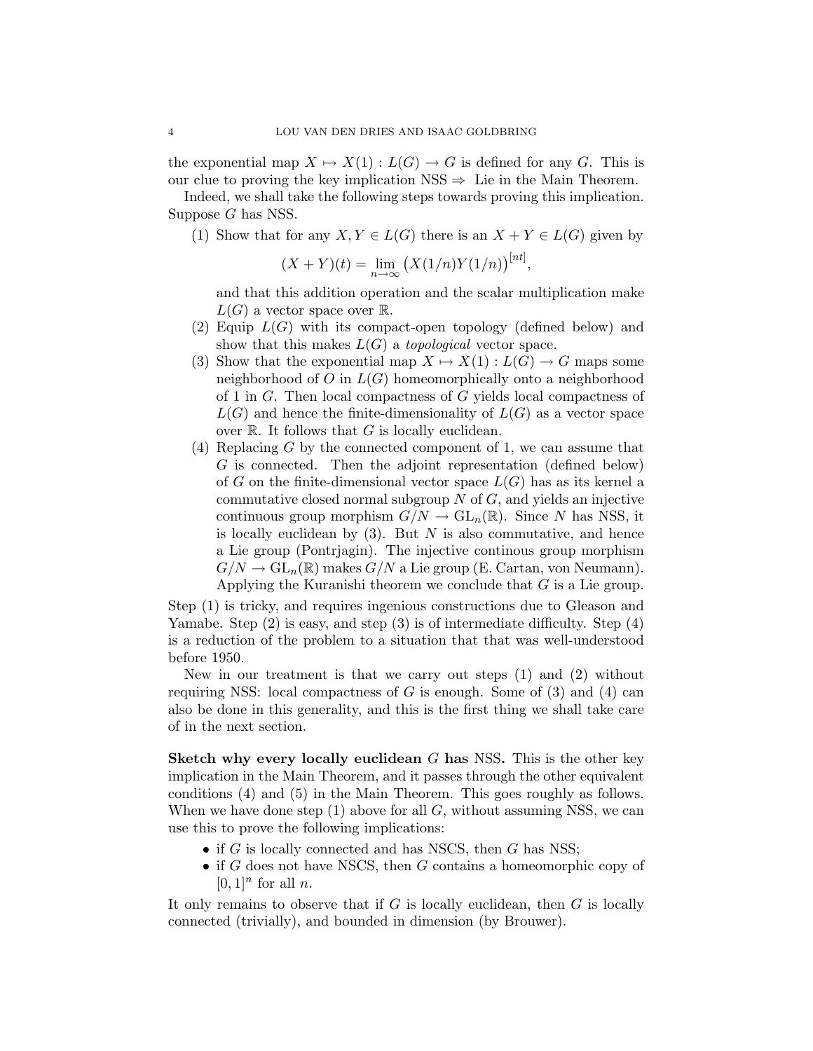the exponential map $X \mapsto X(1) : L(G) \to G$ is defined for any $G$. This is our clue to proving the key implication NSS $\Rightarrow$ Lie in the Main Theorem.

Indeed, we shall take the following steps towards proving this implication. Suppose $G$ has NSS.

1. Show that for any $X, Y \in L(G)$ there is an $X + Y \in L(G)$ given by
$$(X+Y)(t) = \lim_{n\to\infty} \big(X(1/n)Y(1/n)\big)^{[nt]},$$
and that this addition operation and the scalar multiplication make $L(G)$ a vector space over $\mathbb{R}$.
2. Equip $L(G)$ with its compact-open topology (defined below) and show that this makes $L(G)$ a *topological* vector space.
3. Show that the exponential map $X \mapsto X(1) : L(G) \to G$ maps some neighborhood of $O$ in $L(G)$ homeomorphically onto a neighborhood of 1 in $G$. Then local compactness of $G$ yields local compactness of $L(G)$ and hence the finite-dimensionality of $L(G)$ as a vector space over $\mathbb{R}$. It follows that $G$ is locally euclidean.
4. Replacing $G$ by the connected component of 1, we can assume that $G$ is connected. Then the adjoint representation (defined below) of $G$ on the finite-dimensional vector space $L(G)$ has as its kernel a commutative closed normal subgroup $N$ of $G$, and yields an injective continuous group morphism $G/N \to \mathrm{GL}_n(\mathbb{R})$. Since $N$ has NSS, it is locally euclidean by (3). But $N$ is also commutative, and hence a Lie group (Pontrjagin). The injective continous group morphism $G/N \to \mathrm{GL}_n(\mathbb{R})$ makes $G/N$ a Lie group (E. Cartan, von Neumann). Applying the Kuranishi theorem we conclude that $G$ is a Lie group.

Step (1) is tricky, and requires ingenious constructions due to Gleason and Yamabe. Step (2) is easy, and step (3) is of intermediate difficulty. Step (4) is a reduction of the problem to a situation that that was well-understood before 1950.

New in our treatment is that we carry out steps (1) and (2) without requiring NSS: local compactness of $G$ is enough. Some of (3) and (4) can also be done in this generality, and this is the first thing we shall take care of in the next section.

**Sketch why every locally euclidean $G$ has NSS.** This is the other key implication in the Main Theorem, and it passes through the other equivalent conditions (4) and (5) in the Main Theorem. This goes roughly as follows. When we have done step (1) above for all $G$, without assuming NSS, we can use this to prove the following implications:

- if $G$ is locally connected and has NSCS, then $G$ has NSS;
- if $G$ does not have NSCS, then $G$ contains a homeomorphic copy of $[0,1]^n$ for all $n$.

It only remains to observe that if $G$ is locally euclidean, then $G$ is locally connected (trivially), and bounded in dimension (by Brouwer).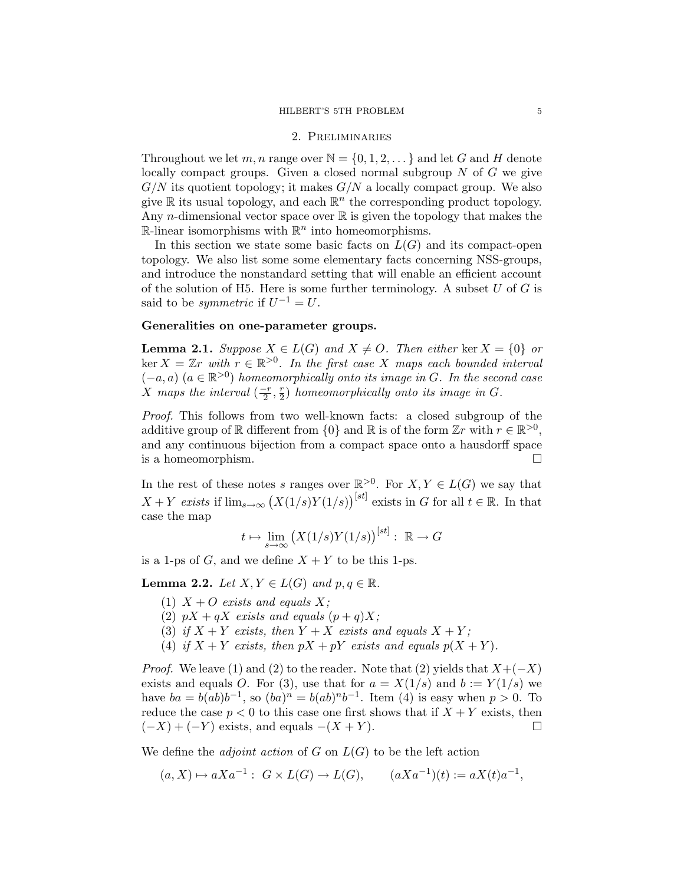## 2. Preliminaries

Throughout we let $m, n$ range over $\mathbb{N} = \{0, 1, 2, \dots\}$ and let $G$ and $H$ denote locally compact groups. Given a closed normal subgroup $N$ of $G$ we give $G/N$ its quotient topology; it makes $G/N$ a locally compact group. We also give $\mathbb{R}$ its usual topology, and each $\mathbb{R}^n$ the corresponding product topology. Any $n$-dimensional vector space over $\mathbb{R}$ is given the topology that makes the $\mathbb{R}$-linear isomorphisms with $\mathbb{R}^n$ into homeomorphisms.

In this section we state some basic facts on $L(G)$ and its compact-open topology. We also list some some elementary facts concerning NSS-groups, and introduce the nonstandard setting that will enable an efficient account of the solution of H5. Here is some further terminology. A subset $U$ of $G$ is said to be *symmetric* if $U^{-1} = U$.

**Generalities on one-parameter groups.**

**Lemma 2.1.** *Suppose $X \in L(G)$ and $X \neq O$. Then either $\ker X = \{0\}$ or $\ker X = \mathbb{Z}r$ with $r \in \mathbb{R}^{>0}$. In the first case $X$ maps each bounded interval $(-a, a)$ $(a \in \mathbb{R}^{>0})$ homeomorphically onto its image in $G$. In the second case $X$ maps the interval $(\frac{-r}{2}, \frac{r}{2})$ homeomorphically onto its image in $G$.*

*Proof.* This follows from two well-known facts: a closed subgroup of the additive group of $\mathbb{R}$ different from $\{0\}$ and $\mathbb{R}$ is of the form $\mathbb{Z}r$ with $r \in \mathbb{R}^{>0}$, and any continuous bijection from a compact space onto a hausdorff space is a homeomorphism. □

In the rest of these notes $s$ ranges over $\mathbb{R}^{>0}$. For $X, Y \in L(G)$ we say that $X + Y$ *exists* if $\lim_{s\to\infty} \big(X(1/s)Y(1/s)\big)^{[st]}$ exists in $G$ for all $t \in \mathbb{R}$. In that case the map

$$t \mapsto \lim_{s\to\infty} \big(X(1/s)Y(1/s)\big)^{[st]} : \mathbb{R} \to G$$

is a 1-ps of $G$, and we define $X + Y$ to be this 1-ps.

**Lemma 2.2.** *Let $X, Y \in L(G)$ and $p, q \in \mathbb{R}$.*

1. *$X + O$ exists and equals $X$;*
2. *$pX + qX$ exists and equals $(p + q)X$;*
3. *if $X + Y$ exists, then $Y + X$ exists and equals $X + Y$;*
4. *if $X + Y$ exists, then $pX + pY$ exists and equals $p(X + Y)$.*

*Proof.* We leave (1) and (2) to the reader. Note that (2) yields that $X+(-X)$ exists and equals $O$. For (3), use that for $a = X(1/s)$ and $b := Y(1/s)$ we have $ba = b(ab)b^{-1}$, so $(ba)^n = b(ab)^n b^{-1}$. Item (4) is easy when $p > 0$. To reduce the case $p < 0$ to this case one first shows that if $X + Y$ exists, then $(-X) + (-Y)$ exists, and equals $-(X + Y)$. □

We define the *adjoint action* of $G$ on $L(G)$ to be the left action

$$(a, X) \mapsto aXa^{-1} : G \times L(G) \to L(G), \qquad (aXa^{-1})(t) := aX(t)a^{-1},$$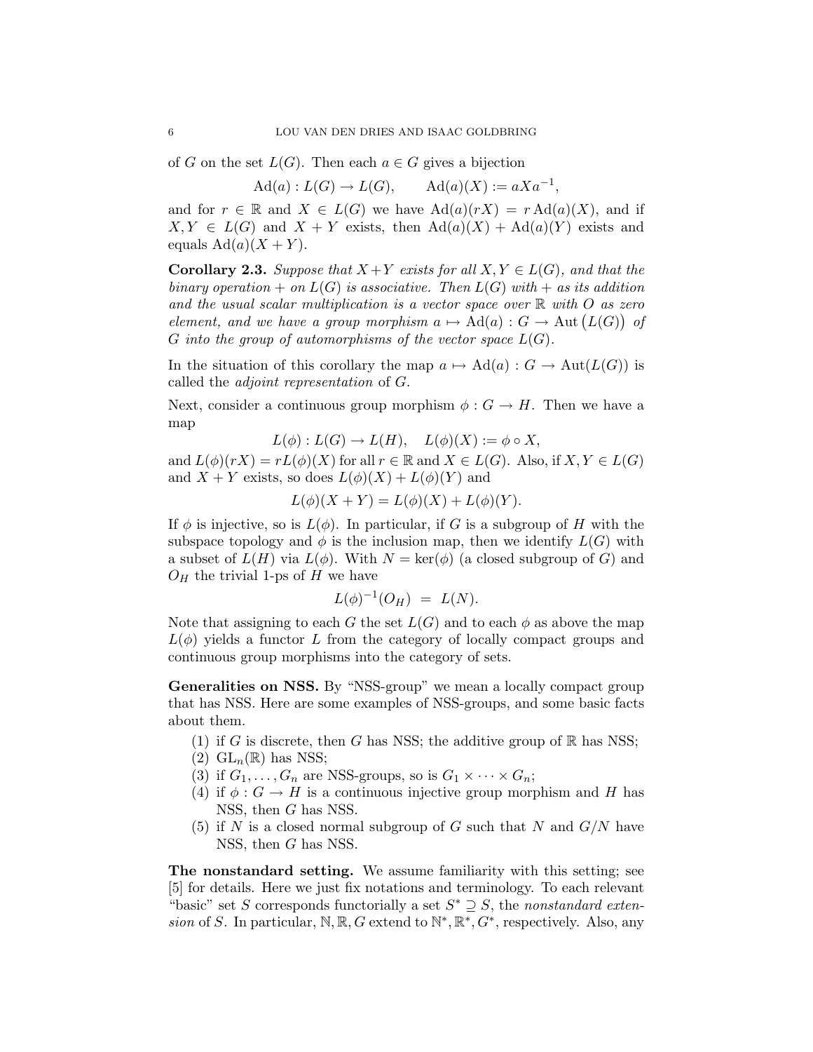of $G$ on the set $L(G)$. Then each $a \in G$ gives a bijection

$$\mathrm{Ad}(a) : L(G) \to L(G), \qquad \mathrm{Ad}(a)(X) := aXa^{-1},$$

and for $r \in \mathbb{R}$ and $X \in L(G)$ we have $\mathrm{Ad}(a)(rX) = r\,\mathrm{Ad}(a)(X)$, and if $X, Y \in L(G)$ and $X + Y$ exists, then $\mathrm{Ad}(a)(X) + \mathrm{Ad}(a)(Y)$ exists and equals $\mathrm{Ad}(a)(X + Y)$.

**Corollary 2.3.** *Suppose that $X+Y$ exists for all $X, Y \in L(G)$, and that the binary operation $+$ on $L(G)$ is associative. Then $L(G)$ with $+$ as its addition and the usual scalar multiplication is a vector space over $\mathbb{R}$ with $O$ as zero element, and we have a group morphism $a \mapsto \mathrm{Ad}(a) : G \to \mathrm{Aut}\big(L(G)\big)$ of $G$ into the group of automorphisms of the vector space $L(G)$.*

In the situation of this corollary the map $a \mapsto \mathrm{Ad}(a) : G \to \mathrm{Aut}(L(G))$ is called the *adjoint representation* of $G$.

Next, consider a continuous group morphism $\phi : G \to H$. Then we have a map

$$L(\phi) : L(G) \to L(H), \quad L(\phi)(X) := \phi \circ X,$$

and $L(\phi)(rX) = rL(\phi)(X)$ for all $r \in \mathbb{R}$ and $X \in L(G)$. Also, if $X, Y \in L(G)$ and $X + Y$ exists, so does $L(\phi)(X) + L(\phi)(Y)$ and

$$L(\phi)(X + Y) = L(\phi)(X) + L(\phi)(Y).$$

If $\phi$ is injective, so is $L(\phi)$. In particular, if $G$ is a subgroup of $H$ with the subspace topology and $\phi$ is the inclusion map, then we identify $L(G)$ with a subset of $L(H)$ via $L(\phi)$. With $N = \ker(\phi)$ (a closed subgroup of $G$) and $O_H$ the trivial 1-ps of $H$ we have

$$L(\phi)^{-1}(O_H) \;=\; L(N).$$

Note that assigning to each $G$ the set $L(G)$ and to each $\phi$ as above the map $L(\phi)$ yields a functor $L$ from the category of locally compact groups and continuous group morphisms into the category of sets.

**Generalities on NSS.** By "NSS-group" we mean a locally compact group that has NSS. Here are some examples of NSS-groups, and some basic facts about them.

1. if $G$ is discrete, then $G$ has NSS; the additive group of $\mathbb{R}$ has NSS;
2. $\mathrm{GL}_n(\mathbb{R})$ has NSS;
3. if $G_1, \dots, G_n$ are NSS-groups, so is $G_1 \times \cdots \times G_n$;
4. if $\phi : G \to H$ is a continuous injective group morphism and $H$ has NSS, then $G$ has NSS.
5. if $N$ is a closed normal subgroup of $G$ such that $N$ and $G/N$ have NSS, then $G$ has NSS.

**The nonstandard setting.** We assume familiarity with this setting; see [5] for details. Here we just fix notations and terminology. To each relevant "basic" set $S$ corresponds functorially a set $S^* \supseteq S$, the *nonstandard extension* of $S$. In particular, $\mathbb{N}, \mathbb{R}, G$ extend to $\mathbb{N}^*, \mathbb{R}^*, G^*$, respectively. Also, any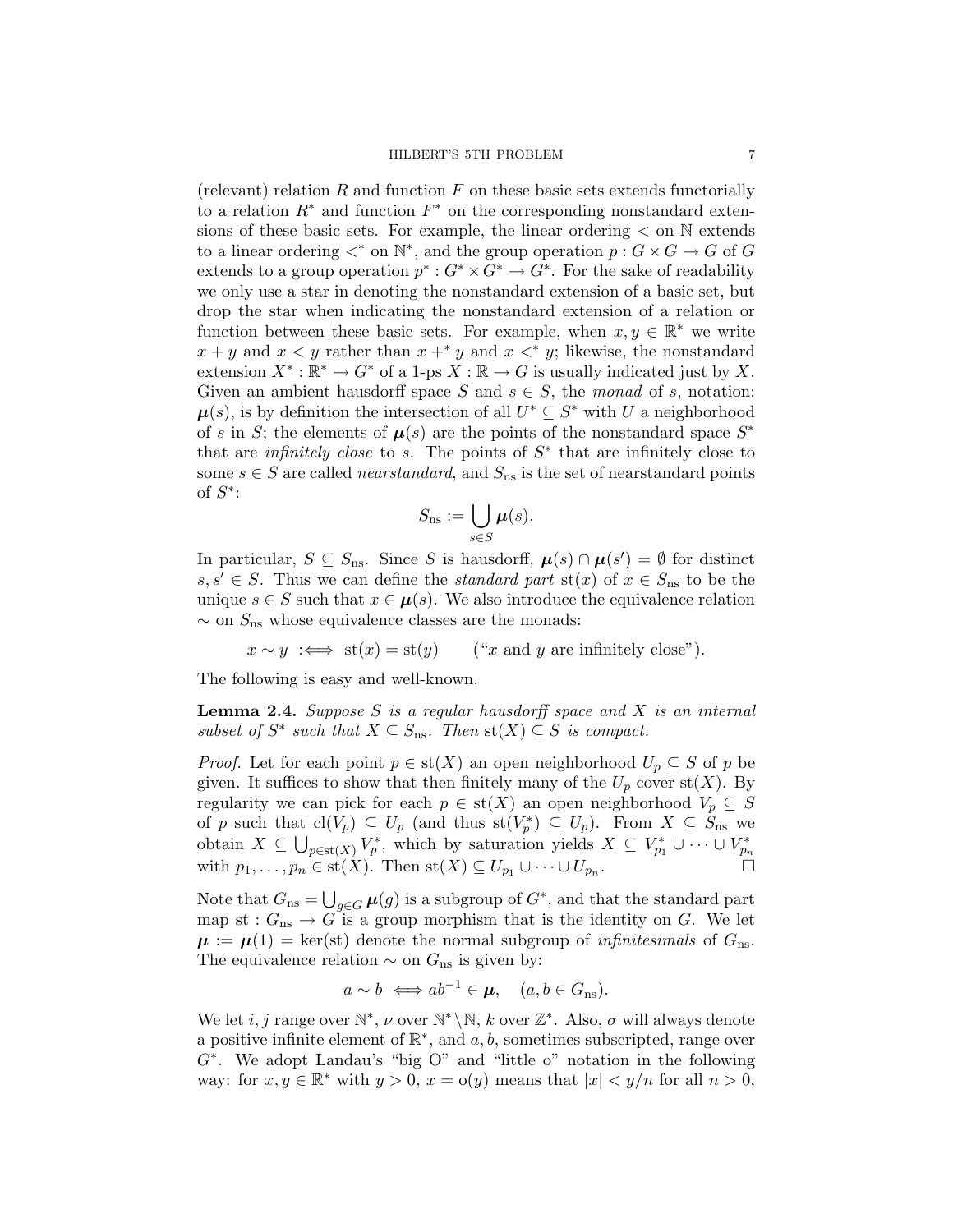(relevant) relation $R$ and function $F$ on these basic sets extends functorially to a relation $R^*$ and function $F^*$ on the corresponding nonstandard extensions of these basic sets. For example, the linear ordering $<$ on $\mathbb{N}$ extends to a linear ordering $<^*$ on $\mathbb{N}^*$, and the group operation $p : G \times G \to G$ of $G$ extends to a group operation $p^* : G^* \times G^* \to G^*$. For the sake of readability we only use a star in denoting the nonstandard extension of a basic set, but drop the star when indicating the nonstandard extension of a relation or function between these basic sets. For example, when $x, y \in \mathbb{R}^*$ we write $x + y$ and $x < y$ rather than $x +^* y$ and $x <^* y$; likewise, the nonstandard extension $X^* : \mathbb{R}^* \to G^*$ of a 1-ps $X : \mathbb{R} \to G$ is usually indicated just by $X$. Given an ambient hausdorff space $S$ and $s \in S$, the *monad* of $s$, notation: $\boldsymbol{\mu}(s)$, is by definition the intersection of all $U^* \subseteq S^*$ with $U$ a neighborhood of $s$ in $S$; the elements of $\boldsymbol{\mu}(s)$ are the points of the nonstandard space $S^*$ that are *infinitely close* to $s$. The points of $S^*$ that are infinitely close to some $s \in S$ are called *nearstandard*, and $S_{\text{ns}}$ is the set of nearstandard points of $S^*$:

$$S_{\text{ns}} := \bigcup_{s \in S} \boldsymbol{\mu}(s).$$

In particular, $S \subseteq S_{\text{ns}}$. Since $S$ is hausdorff, $\boldsymbol{\mu}(s) \cap \boldsymbol{\mu}(s') = \emptyset$ for distinct $s, s' \in S$. Thus we can define the *standard part* $\text{st}(x)$ of $x \in S_{\text{ns}}$ to be the unique $s \in S$ such that $x \in \boldsymbol{\mu}(s)$. We also introduce the equivalence relation $\sim$ on $S_{\text{ns}}$ whose equivalence classes are the monads:

$$x \sim y \;:\Longleftrightarrow\; \text{st}(x) = \text{st}(y) \qquad (\text{"}x \text{ and } y \text{ are infinitely close"}).$$

The following is easy and well-known.

**Lemma 2.4.** *Suppose $S$ is a regular hausdorff space and $X$ is an internal subset of $S^*$ such that $X \subseteq S_{\text{ns}}$. Then $\text{st}(X) \subseteq S$ is compact.*

*Proof.* Let for each point $p \in \text{st}(X)$ an open neighborhood $U_p \subseteq S$ of $p$ be given. It suffices to show that then finitely many of the $U_p$ cover $\text{st}(X)$. By regularity we can pick for each $p \in \text{st}(X)$ an open neighborhood $V_p \subseteq S$ of $p$ such that $\text{cl}(V_p) \subseteq U_p$ (and thus $\text{st}(V_p^*) \subseteq U_p$). From $X \subseteq S_{\text{ns}}$ we obtain $X \subseteq \bigcup_{p \in \text{st}(X)} V_p^*$, which by saturation yields $X \subseteq V_{p_1}^* \cup \cdots \cup V_{p_n}^*$ with $p_1, \ldots, p_n \in \text{st}(X)$. Then $\text{st}(X) \subseteq U_{p_1} \cup \cdots \cup U_{p_n}$. $\square$

Note that $G_{\text{ns}} = \bigcup_{g \in G} \boldsymbol{\mu}(g)$ is a subgroup of $G^*$, and that the standard part map $\text{st} : G_{\text{ns}} \to G$ is a group morphism that is the identity on $G$. We let $\boldsymbol{\mu} := \boldsymbol{\mu}(1) = \ker(\text{st})$ denote the normal subgroup of *infinitesimals* of $G_{\text{ns}}$. The equivalence relation $\sim$ on $G_{\text{ns}}$ is given by:

$$a \sim b \iff ab^{-1} \in \boldsymbol{\mu}, \quad (a, b \in G_{\text{ns}}).$$

We let $i, j$ range over $\mathbb{N}^*$, $\nu$ over $\mathbb{N}^* \setminus \mathbb{N}$, $k$ over $\mathbb{Z}^*$. Also, $\sigma$ will always denote a positive infinite element of $\mathbb{R}^*$, and $a, b$, sometimes subscripted, range over $G^*$. We adopt Landau's "big O" and "little o" notation in the following way: for $x, y \in \mathbb{R}^*$ with $y > 0$, $x = \text{o}(y)$ means that $|x| < y/n$ for all $n > 0$,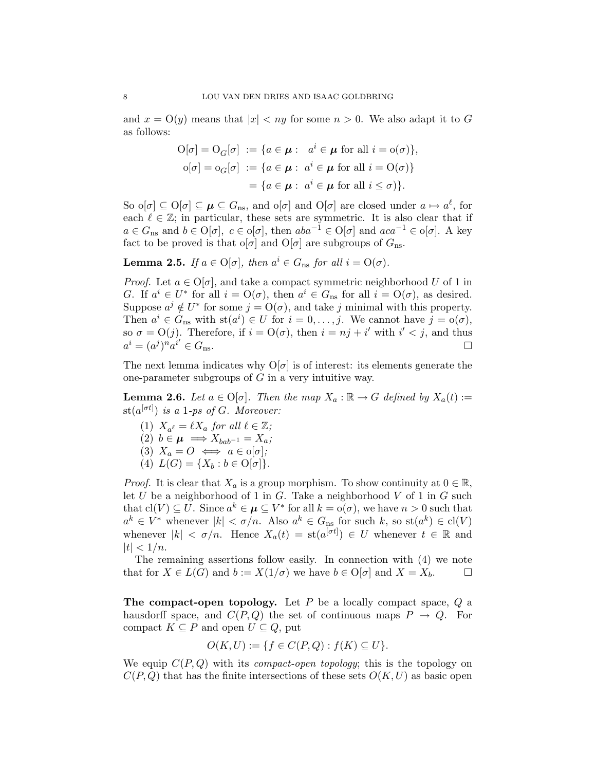and $x = \mathrm{O}(y)$ means that $|x| < ny$ for some $n > 0$. We also adapt it to $G$ as follows:

$$\begin{aligned} \mathrm{O}[\sigma] = \mathrm{O}_G[\sigma] &:= \{a \in \boldsymbol{\mu} : \ a^i \in \boldsymbol{\mu} \text{ for all } i = \mathrm{o}(\sigma)\}, \\ \mathrm{o}[\sigma] = \mathrm{o}_G[\sigma] &:= \{a \in \boldsymbol{\mu} : \ a^i \in \boldsymbol{\mu} \text{ for all } i = \mathrm{O}(\sigma)\} \\ &= \{a \in \boldsymbol{\mu} : \ a^i \in \boldsymbol{\mu} \text{ for all } i \le \sigma)\}. \end{aligned}$$

So $\mathrm{o}[\sigma] \subseteq \mathrm{O}[\sigma] \subseteq \boldsymbol{\mu} \subseteq G_{\mathrm{ns}}$, and $\mathrm{o}[\sigma]$ and $\mathrm{O}[\sigma]$ are closed under $a \mapsto a^\ell$, for each $\ell \in \mathbb{Z}$; in particular, these sets are symmetric. It is also clear that if $a \in G_{\mathrm{ns}}$ and $b \in \mathrm{O}[\sigma]$, $c \in \mathrm{o}[\sigma]$, then $aba^{-1} \in \mathrm{O}[\sigma]$ and $aca^{-1} \in \mathrm{o}[\sigma]$. A key fact to be proved is that $\mathrm{o}[\sigma]$ and $\mathrm{O}[\sigma]$ are subgroups of $G_{\mathrm{ns}}$.

**Lemma 2.5.** *If $a \in \mathrm{O}[\sigma]$, then $a^i \in G_{\mathrm{ns}}$ for all $i = \mathrm{O}(\sigma)$.*

*Proof.* Let $a \in \mathrm{O}[\sigma]$, and take a compact symmetric neighborhood $U$ of 1 in $G$. If $a^i \in U^*$ for all $i = \mathrm{O}(\sigma)$, then $a^i \in G_{\mathrm{ns}}$ for all $i = \mathrm{O}(\sigma)$, as desired. Suppose $a^j \notin U^*$ for some $j = \mathrm{O}(\sigma)$, and take $j$ minimal with this property. Then $a^i \in G_{\mathrm{ns}}$ with $\mathrm{st}(a^i) \in U$ for $i = 0, \dots, j$. We cannot have $j = \mathrm{o}(\sigma)$, so $\sigma = \mathrm{O}(j)$. Therefore, if $i = \mathrm{O}(\sigma)$, then $i = nj + i'$ with $i' < j$, and thus $a^i = (a^j)^n a^{i'} \in G_{\mathrm{ns}}$. □

The next lemma indicates why $\mathrm{O}[\sigma]$ is of interest: its elements generate the one-parameter subgroups of $G$ in a very intuitive way.

**Lemma 2.6.** *Let $a \in \mathrm{O}[\sigma]$. Then the map $X_a : \mathbb{R} \to G$ defined by $X_a(t) := \mathrm{st}(a^{[\sigma t]})$ is a 1-ps of $G$. Moreover:*

1. *$X_{a^\ell} = \ell X_a$ for all $\ell \in \mathbb{Z}$;*
2. *$b \in \boldsymbol{\mu} \implies X_{bab^{-1}} = X_a$;*
3. *$X_a = O \iff a \in \mathrm{o}[\sigma]$;*
4. *$L(G) = \{X_b : b \in \mathrm{O}[\sigma]\}$.*

*Proof.* It is clear that $X_a$ is a group morphism. To show continuity at $0 \in \mathbb{R}$, let $U$ be a neighborhood of 1 in $G$. Take a neighborhood $V$ of 1 in $G$ such that $\mathrm{cl}(V) \subseteq U$. Since $a^k \in \boldsymbol{\mu} \subseteq V^*$ for all $k = \mathrm{o}(\sigma)$, we have $n > 0$ such that $a^k \in V^*$ whenever $|k| < \sigma/n$. Also $a^k \in G_{\mathrm{ns}}$ for such $k$, so $\mathrm{st}(a^k) \in \mathrm{cl}(V)$ whenever $|k| < \sigma/n$. Hence $X_a(t) = \mathrm{st}(a^{[\sigma t]}) \in U$ whenever $t \in \mathbb{R}$ and $|t| < 1/n$.

The remaining assertions follow easily. In connection with (4) we note that for $X \in L(G)$ and $b := X(1/\sigma)$ we have $b \in \mathrm{O}[\sigma]$ and $X = X_b$. □

**The compact-open topology.** Let $P$ be a locally compact space, $Q$ a hausdorff space, and $C(P, Q)$ the set of continuous maps $P \to Q$. For compact $K \subseteq P$ and open $U \subseteq Q$, put

$$O(K, U) := \{f \in C(P, Q) : f(K) \subseteq U\}.$$

We equip $C(P, Q)$ with its *compact-open topology*; this is the topology on $C(P, Q)$ that has the finite intersections of these sets $O(K, U)$ as basic open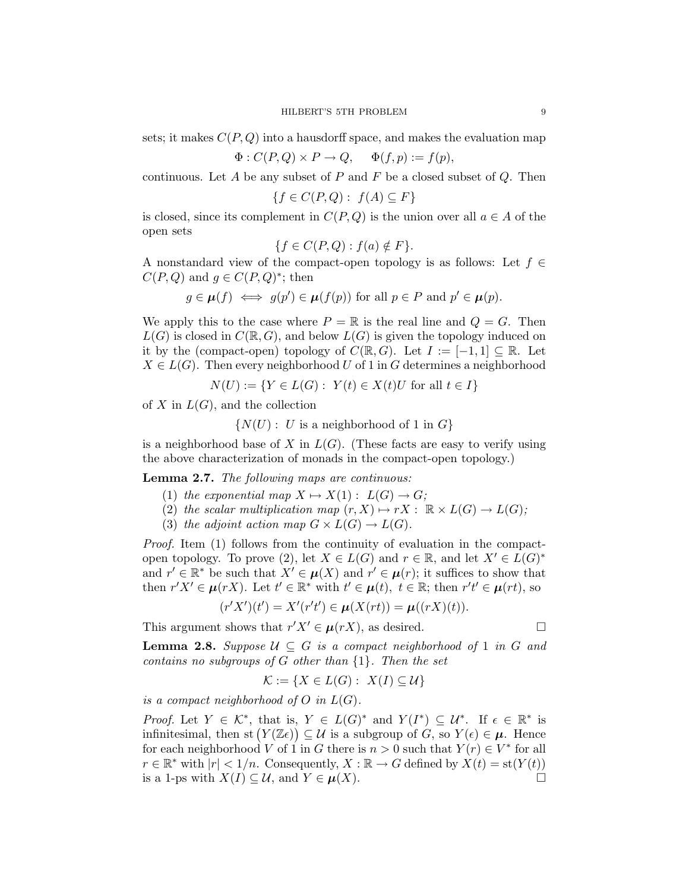sets; it makes $C(P,Q)$ into a hausdorff space, and makes the evaluation map

$$\Phi : C(P,Q) \times P \to Q, \quad \Phi(f,p) := f(p),$$

continuous. Let $A$ be any subset of $P$ and $F$ be a closed subset of $Q$. Then

$$\{f \in C(P,Q) : f(A) \subseteq F\}$$

is closed, since its complement in $C(P,Q)$ is the union over all $a \in A$ of the open sets

$$\{f \in C(P,Q) : f(a) \notin F\}.$$

A nonstandard view of the compact-open topology is as follows: Let $f \in C(P,Q)$ and $g \in C(P,Q)^*$; then

$$g \in \boldsymbol{\mu}(f) \iff g(p') \in \boldsymbol{\mu}(f(p)) \text{ for all } p \in P \text{ and } p' \in \boldsymbol{\mu}(p).$$

We apply this to the case where $P = \mathbb{R}$ is the real line and $Q = G$. Then $L(G)$ is closed in $C(\mathbb{R}, G)$, and below $L(G)$ is given the topology induced on it by the (compact-open) topology of $C(\mathbb{R}, G)$. Let $I := [-1, 1] \subseteq \mathbb{R}$. Let $X \in L(G)$. Then every neighborhood $U$ of 1 in $G$ determines a neighborhood

$$N(U) := \{Y \in L(G) : Y(t) \in X(t)U \text{ for all } t \in I\}$$

of $X$ in $L(G)$, and the collection

$$\{N(U) : U \text{ is a neighborhood of } 1 \text{ in } G\}$$

is a neighborhood base of $X$ in $L(G)$. (These facts are easy to verify using the above characterization of monads in the compact-open topology.)

**Lemma 2.7.** *The following maps are continuous:*

1. *the exponential map $X \mapsto X(1) : L(G) \to G$;*
2. *the scalar multiplication map $(r, X) \mapsto rX : \mathbb{R} \times L(G) \to L(G)$;*
3. *the adjoint action map $G \times L(G) \to L(G)$.*

*Proof.* Item (1) follows from the continuity of evaluation in the compact-open topology. To prove (2), let $X \in L(G)$ and $r \in \mathbb{R}$, and let $X' \in L(G)^*$ and $r' \in \mathbb{R}^*$ be such that $X' \in \boldsymbol{\mu}(X)$ and $r' \in \boldsymbol{\mu}(r)$; it suffices to show that then $r'X' \in \boldsymbol{\mu}(rX)$. Let $t' \in \mathbb{R}^*$ with $t' \in \boldsymbol{\mu}(t)$, $t \in \mathbb{R}$; then $r't' \in \boldsymbol{\mu}(rt)$, so

$$(r'X')(t') = X'(r't') \in \boldsymbol{\mu}(X(rt)) = \boldsymbol{\mu}((rX)(t)).$$

This argument shows that $r'X' \in \boldsymbol{\mu}(rX)$, as desired. $\square$

**Lemma 2.8.** *Suppose $\mathcal{U} \subseteq G$ is a compact neighborhood of 1 in $G$ and contains no subgroups of $G$ other than $\{1\}$. Then the set*

$$\mathcal{K} := \{X \in L(G) : X(I) \subseteq \mathcal{U}\}$$

*is a compact neighborhood of $O$ in $L(G)$.*

*Proof.* Let $Y \in \mathcal{K}^*$, that is, $Y \in L(G)^*$ and $Y(I^*) \subseteq \mathcal{U}^*$. If $\epsilon \in \mathbb{R}^*$ is infinitesimal, then $\operatorname{st}\big(Y(\mathbb{Z}\epsilon)\big) \subseteq \mathcal{U}$ is a subgroup of $G$, so $Y(\epsilon) \in \boldsymbol{\mu}$. Hence for each neighborhood $V$ of 1 in $G$ there is $n > 0$ such that $Y(r) \in V^*$ for all $r \in \mathbb{R}^*$ with $|r| < 1/n$. Consequently, $X : \mathbb{R} \to G$ defined by $X(t) = \operatorname{st}(Y(t))$ is a 1-ps with $X(I) \subseteq \mathcal{U}$, and $Y \in \boldsymbol{\mu}(X)$. $\square$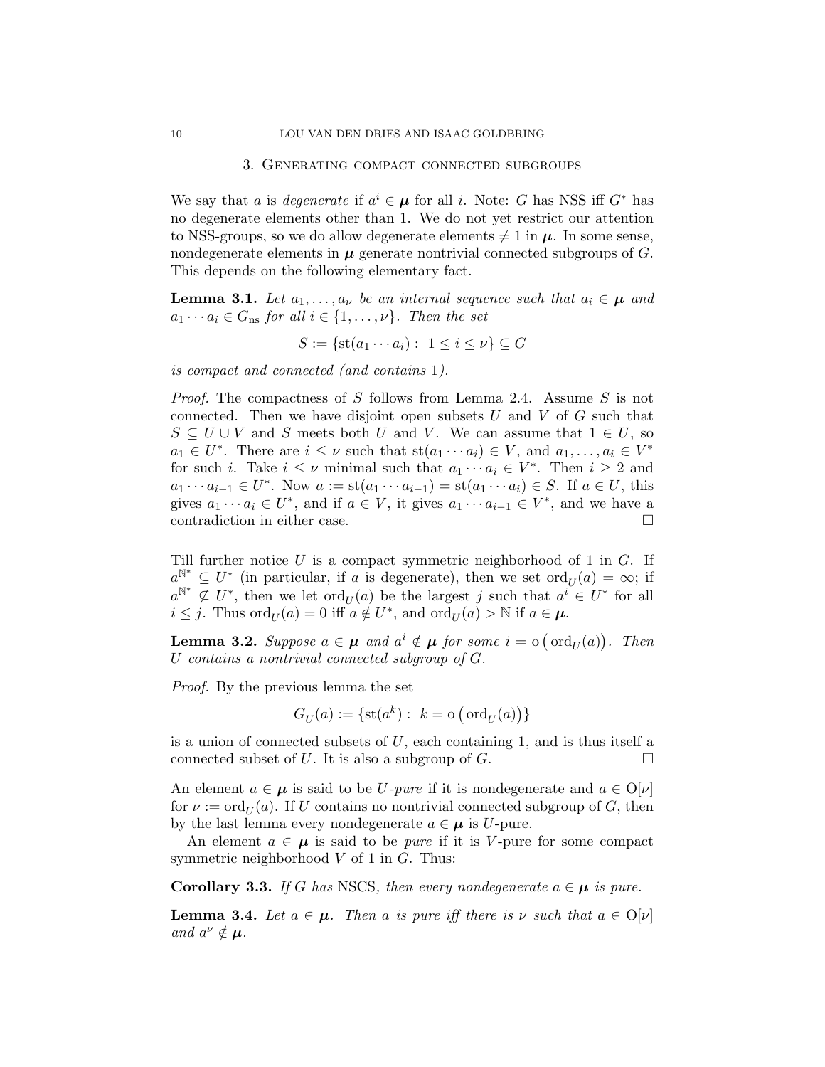## 3. Generating compact connected subgroups

We say that $a$ is *degenerate* if $a^i \in \boldsymbol{\mu}$ for all $i$. Note: $G$ has NSS iff $G^*$ has no degenerate elements other than 1. We do not yet restrict our attention to NSS-groups, so we do allow degenerate elements $\neq 1$ in $\boldsymbol{\mu}$. In some sense, nondegenerate elements in $\boldsymbol{\mu}$ generate nontrivial connected subgroups of $G$. This depends on the following elementary fact.

**Lemma 3.1.** *Let $a_1, \ldots, a_\nu$ be an internal sequence such that $a_i \in \boldsymbol{\mu}$ and $a_1 \cdots a_i \in G_{\mathrm{ns}}$ for all $i \in \{1, \ldots, \nu\}$. Then the set*

$$S := \{\mathrm{st}(a_1 \cdots a_i) : \ 1 \leq i \leq \nu\} \subseteq G$$

*is compact and connected (and contains 1).*

*Proof.* The compactness of $S$ follows from Lemma 2.4. Assume $S$ is not connected. Then we have disjoint open subsets $U$ and $V$ of $G$ such that $S \subseteq U \cup V$ and $S$ meets both $U$ and $V$. We can assume that $1 \in U$, so $a_1 \in U^*$. There are $i \leq \nu$ such that $\mathrm{st}(a_1 \cdots a_i) \in V$, and $a_1, \ldots, a_i \in V^*$ for such $i$. Take $i \leq \nu$ minimal such that $a_1 \cdots a_i \in V^*$. Then $i \geq 2$ and $a_1 \cdots a_{i-1} \in U^*$. Now $a := \mathrm{st}(a_1 \cdots a_{i-1}) = \mathrm{st}(a_1 \cdots a_i) \in S$. If $a \in U$, this gives $a_1 \cdots a_i \in U^*$, and if $a \in V$, it gives $a_1 \cdots a_{i-1} \in V^*$, and we have a contradiction in either case. $\square$

Till further notice $U$ is a compact symmetric neighborhood of 1 in $G$. If $a^{\mathbb{N}^*} \subseteq U^*$ (in particular, if $a$ is degenerate), then we set $\mathrm{ord}_U(a) = \infty$; if $a^{\mathbb{N}^*} \not\subseteq U^*$, then we let $\mathrm{ord}_U(a)$ be the largest $j$ such that $a^i \in U^*$ for all $i \leq j$. Thus $\mathrm{ord}_U(a) = 0$ iff $a \notin U^*$, and $\mathrm{ord}_U(a) > \mathbb{N}$ if $a \in \boldsymbol{\mu}$.

**Lemma 3.2.** *Suppose $a \in \boldsymbol{\mu}$ and $a^i \notin \boldsymbol{\mu}$ for some $i = \mathrm{o}\big(\mathrm{ord}_U(a)\big)$. Then $U$ contains a nontrivial connected subgroup of $G$.*

*Proof.* By the previous lemma the set

$$G_U(a) := \{\mathrm{st}(a^k) : \ k = \mathrm{o}\big(\mathrm{ord}_U(a)\big)\}$$

is a union of connected subsets of $U$, each containing 1, and is thus itself a connected subset of $U$. It is also a subgroup of $G$. $\square$

An element $a \in \boldsymbol{\mu}$ is said to be *$U$-pure* if it is nondegenerate and $a \in \mathrm{O}[\nu]$ for $\nu := \mathrm{ord}_U(a)$. If $U$ contains no nontrivial connected subgroup of $G$, then by the last lemma every nondegenerate $a \in \boldsymbol{\mu}$ is $U$-pure.

An element $a \in \boldsymbol{\mu}$ is said to be *pure* if it is $V$-pure for some compact symmetric neighborhood $V$ of 1 in $G$. Thus:

**Corollary 3.3.** *If $G$ has* NSCS*, then every nondegenerate $a \in \boldsymbol{\mu}$ is pure.*

**Lemma 3.4.** *Let $a \in \boldsymbol{\mu}$. Then $a$ is pure iff there is $\nu$ such that $a \in \mathrm{O}[\nu]$ and $a^\nu \notin \boldsymbol{\mu}$.*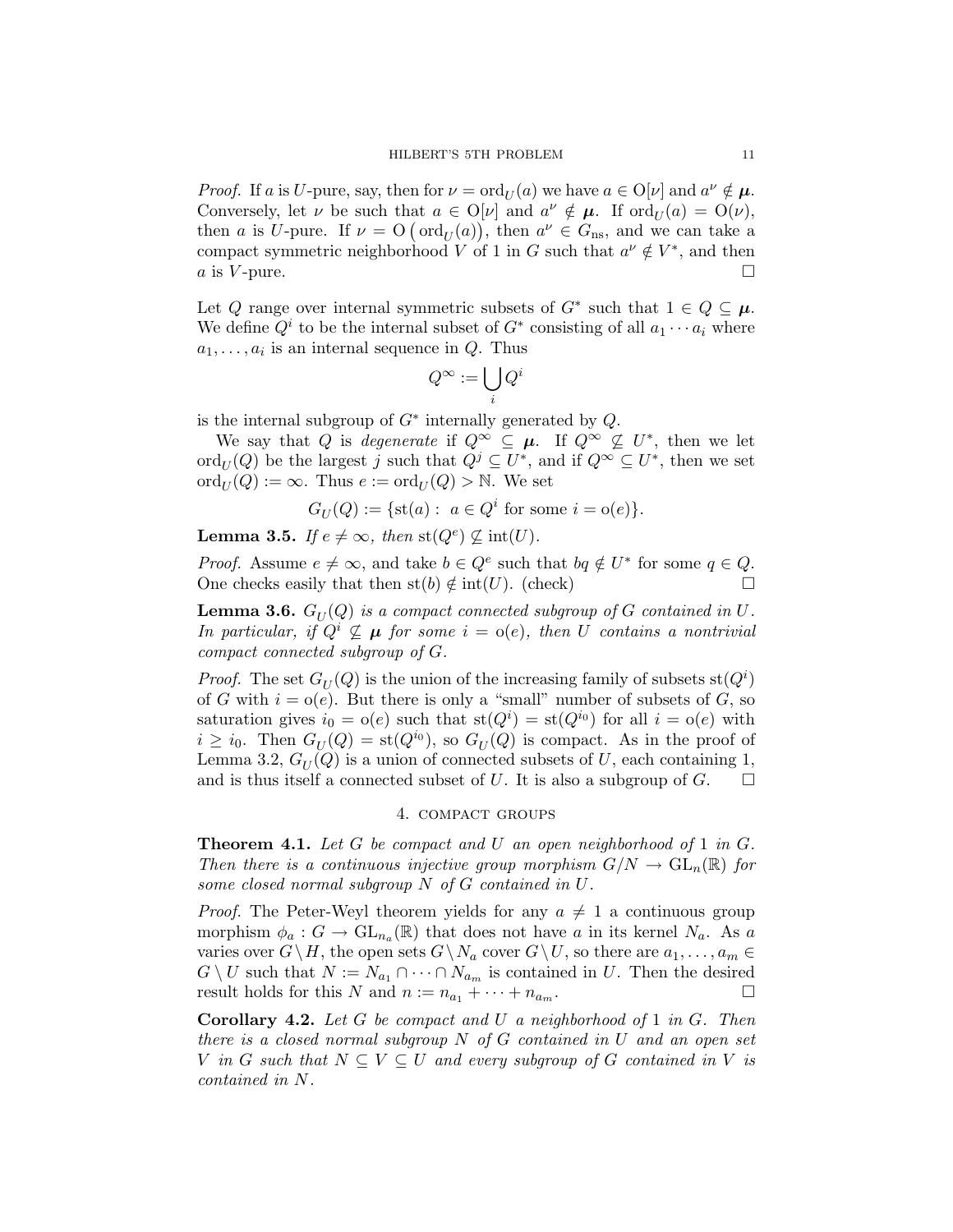*Proof.* If $a$ is $U$-pure, say, then for $\nu = \operatorname{ord}_U(a)$ we have $a \in \mathrm{O}[\nu]$ and $a^\nu \notin \boldsymbol{\mu}$. Conversely, let $\nu$ be such that $a \in \mathrm{O}[\nu]$ and $a^\nu \notin \boldsymbol{\mu}$. If $\operatorname{ord}_U(a) = \mathrm{O}(\nu)$, then $a$ is $U$-pure. If $\nu = \mathrm{O}\big(\operatorname{ord}_U(a)\big)$, then $a^\nu \in G_{\mathrm{ns}}$, and we can take a compact symmetric neighborhood $V$ of 1 in $G$ such that $a^\nu \notin V^*$, and then $a$ is $V$-pure. ∎

Let $Q$ range over internal symmetric subsets of $G^*$ such that $1 \in Q \subseteq \boldsymbol{\mu}$. We define $Q^i$ to be the internal subset of $G^*$ consisting of all $a_1 \cdots a_i$ where $a_1, \ldots, a_i$ is an internal sequence in $Q$. Thus

$$Q^\infty := \bigcup_i Q^i$$

is the internal subgroup of $G^*$ internally generated by $Q$.

We say that $Q$ is *degenerate* if $Q^\infty \subseteq \boldsymbol{\mu}$. If $Q^\infty \not\subseteq U^*$, then we let $\operatorname{ord}_U(Q)$ be the largest $j$ such that $Q^j \subseteq U^*$, and if $Q^\infty \subseteq U^*$, then we set $\operatorname{ord}_U(Q) := \infty$. Thus $e := \operatorname{ord}_U(Q) > \mathbb{N}$. We set

$$G_U(Q) := \{\operatorname{st}(a) : \ a \in Q^i \text{ for some } i = \mathrm{o}(e)\}.$$

**Lemma 3.5.** *If $e \neq \infty$, then $\operatorname{st}(Q^e) \not\subseteq \operatorname{int}(U)$.*

*Proof.* Assume $e \neq \infty$, and take $b \in Q^e$ such that $bq \notin U^*$ for some $q \in Q$. One checks easily that then $\operatorname{st}(b) \notin \operatorname{int}(U)$. (check) ∎

**Lemma 3.6.** *$G_U(Q)$ is a compact connected subgroup of $G$ contained in $U$. In particular, if $Q^i \not\subseteq \boldsymbol{\mu}$ for some $i = \mathrm{o}(e)$, then $U$ contains a nontrivial compact connected subgroup of $G$.*

*Proof.* The set $G_U(Q)$ is the union of the increasing family of subsets $\operatorname{st}(Q^i)$ of $G$ with $i = \mathrm{o}(e)$. But there is only a "small" number of subsets of $G$, so saturation gives $i_0 = \mathrm{o}(e)$ such that $\operatorname{st}(Q^i) = \operatorname{st}(Q^{i_0})$ for all $i = \mathrm{o}(e)$ with $i \geq i_0$. Then $G_U(Q) = \operatorname{st}(Q^{i_0})$, so $G_U(Q)$ is compact. As in the proof of Lemma 3.2, $G_U(Q)$ is a union of connected subsets of $U$, each containing 1, and is thus itself a connected subset of $U$. It is also a subgroup of $G$. ∎

## 4. Compact groups

**Theorem 4.1.** *Let $G$ be compact and $U$ an open neighborhood of 1 in $G$. Then there is a continuous injective group morphism $G/N \to \mathrm{GL}_n(\mathbb{R})$ for some closed normal subgroup $N$ of $G$ contained in $U$.*

*Proof.* The Peter-Weyl theorem yields for any $a \neq 1$ a continuous group morphism $\phi_a : G \to \mathrm{GL}_{n_a}(\mathbb{R})$ that does not have $a$ in its kernel $N_a$. As $a$ varies over $G \setminus H$, the open sets $G \setminus N_a$ cover $G \setminus U$, so there are $a_1, \ldots, a_m \in G \setminus U$ such that $N := N_{a_1} \cap \cdots \cap N_{a_m}$ is contained in $U$. Then the desired result holds for this $N$ and $n := n_{a_1} + \cdots + n_{a_m}$. ∎

**Corollary 4.2.** *Let $G$ be compact and $U$ a neighborhood of 1 in $G$. Then there is a closed normal subgroup $N$ of $G$ contained in $U$ and an open set $V$ in $G$ such that $N \subseteq V \subseteq U$ and every subgroup of $G$ contained in $V$ is contained in $N$.*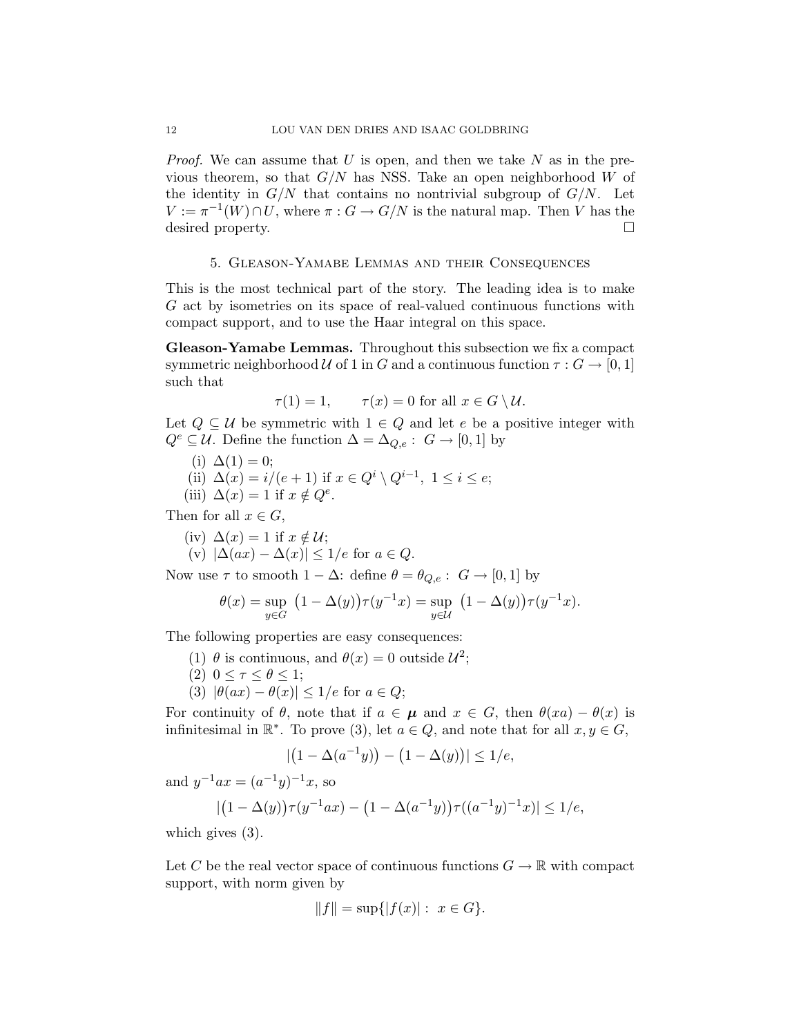*Proof.* We can assume that $U$ is open, and then we take $N$ as in the previous theorem, so that $G/N$ has NSS. Take an open neighborhood $W$ of the identity in $G/N$ that contains no nontrivial subgroup of $G/N$. Let $V := \pi^{-1}(W) \cap U$, where $\pi : G \to G/N$ is the natural map. Then $V$ has the desired property. $\square$

## 5. Gleason-Yamabe Lemmas and their Consequences

This is the most technical part of the story. The leading idea is to make $G$ act by isometries on its space of real-valued continuous functions with compact support, and to use the Haar integral on this space.

**Gleason-Yamabe Lemmas.** Throughout this subsection we fix a compact symmetric neighborhood $\mathcal{U}$ of 1 in $G$ and a continuous function $\tau : G \to [0,1]$ such that

$$\tau(1) = 1, \qquad \tau(x) = 0 \text{ for all } x \in G \setminus \mathcal{U}.$$

Let $Q \subseteq \mathcal{U}$ be symmetric with $1 \in Q$ and let $e$ be a positive integer with $Q^e \subseteq \mathcal{U}$. Define the function $\Delta = \Delta_{Q,e} : G \to [0,1]$ by

- (i) $\Delta(1) = 0$;
- (ii) $\Delta(x) = i/(e+1)$ if $x \in Q^i \setminus Q^{i-1}$, $1 \le i \le e$;
- (iii) $\Delta(x) = 1$ if $x \notin Q^e$.

Then for all $x \in G$,

- (iv) $\Delta(x) = 1$ if $x \notin \mathcal{U}$;
- (v) $|\Delta(ax) - \Delta(x)| \le 1/e$ for $a \in Q$.

Now use $\tau$ to smooth $1 - \Delta$: define $\theta = \theta_{Q,e} : G \to [0,1]$ by

$$\theta(x) = \sup_{y \in G} \big(1 - \Delta(y)\big)\tau(y^{-1}x) = \sup_{y \in \mathcal{U}} \big(1 - \Delta(y)\big)\tau(y^{-1}x).$$

The following properties are easy consequences:

1. $\theta$ is continuous, and $\theta(x) = 0$ outside $\mathcal{U}^2$;
2. $0 \le \tau \le \theta \le 1$;
3. $|\theta(ax) - \theta(x)| \le 1/e$ for $a \in Q$;

For continuity of $\theta$, note that if $a \in \boldsymbol{\mu}$ and $x \in G$, then $\theta(xa) - \theta(x)$ is infinitesimal in $\mathbb{R}^*$. To prove (3), let $a \in Q$, and note that for all $x, y \in G$,

$$|\big(1 - \Delta(a^{-1}y)\big) - \big(1 - \Delta(y)\big)| \le 1/e,$$

and $y^{-1}ax = (a^{-1}y)^{-1}x$, so

$$|\big(1 - \Delta(y)\big)\tau(y^{-1}ax) - \big(1 - \Delta(a^{-1}y)\big)\tau((a^{-1}y)^{-1}x)| \le 1/e,$$

which gives (3).

Let $C$ be the real vector space of continuous functions $G \to \mathbb{R}$ with compact support, with norm given by

$$\|f\| = \sup\{|f(x)| : x \in G\}.$$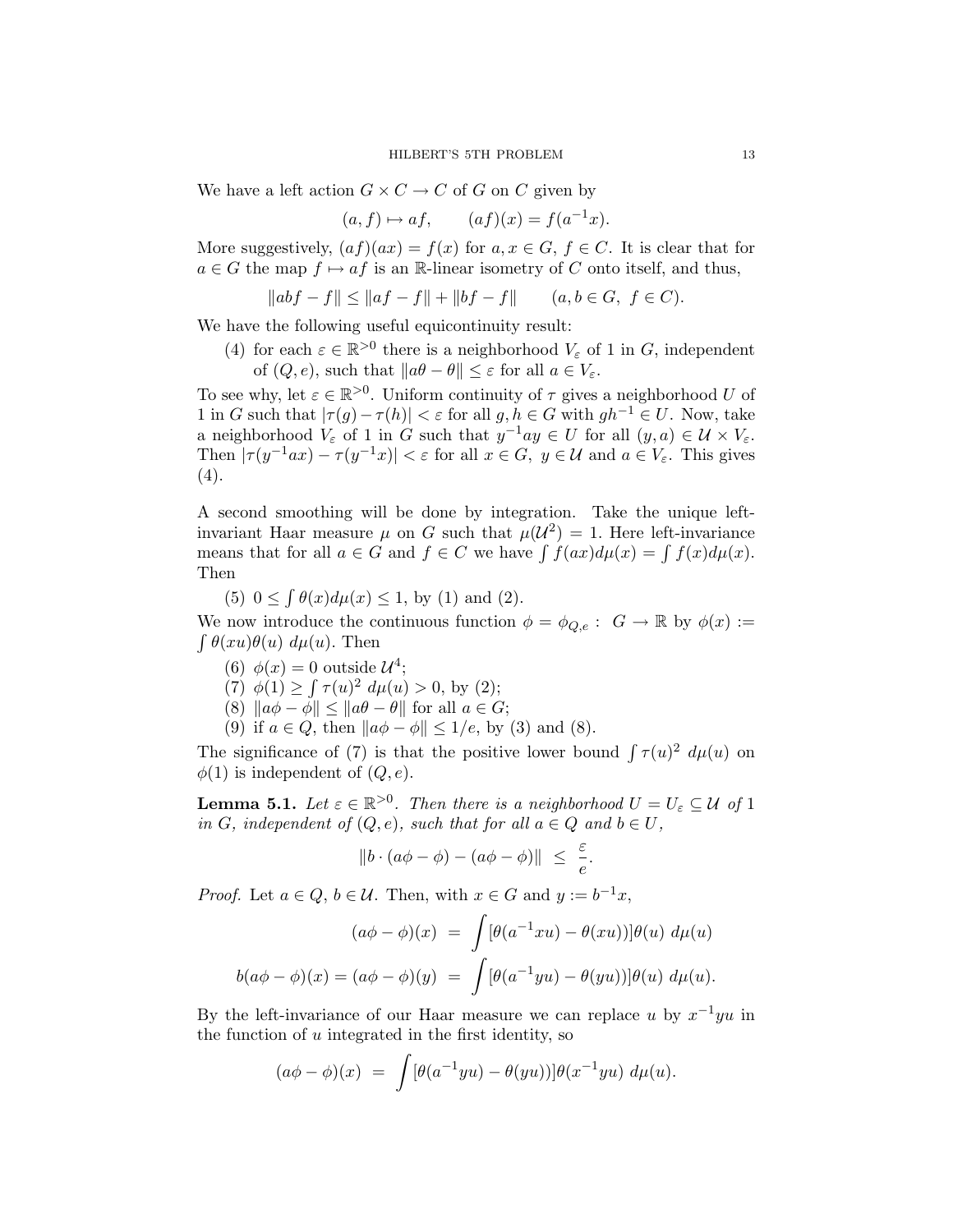We have a left action $G \times C \to C$ of $G$ on $C$ given by

$$(a, f) \mapsto af, \qquad (af)(x) = f(a^{-1}x).$$

More suggestively, $(af)(ax) = f(x)$ for $a, x \in G$, $f \in C$. It is clear that for $a \in G$ the map $f \mapsto af$ is an $\mathbb{R}$-linear isometry of $C$ onto itself, and thus,

$$\|abf - f\| \leq \|af - f\| + \|bf - f\| \qquad (a, b \in G,\ f \in C).$$

We have the following useful equicontinuity result:

(4) for each $\varepsilon \in \mathbb{R}^{>0}$ there is a neighborhood $V_\varepsilon$ of 1 in $G$, independent of $(Q, e)$, such that $\|a\theta - \theta\| \leq \varepsilon$ for all $a \in V_\varepsilon$.

To see why, let $\varepsilon \in \mathbb{R}^{>0}$. Uniform continuity of $\tau$ gives a neighborhood $U$ of 1 in $G$ such that $|\tau(g) - \tau(h)| < \varepsilon$ for all $g, h \in G$ with $gh^{-1} \in U$. Now, take a neighborhood $V_\varepsilon$ of 1 in $G$ such that $y^{-1}ay \in U$ for all $(y, a) \in \mathcal{U} \times V_\varepsilon$. Then $|\tau(y^{-1}ax) - \tau(y^{-1}x)| < \varepsilon$ for all $x \in G$, $y \in \mathcal{U}$ and $a \in V_\varepsilon$. This gives (4).

A second smoothing will be done by integration. Take the unique left-invariant Haar measure $\mu$ on $G$ such that $\mu(\mathcal{U}^2) = 1$. Here left-invariance means that for all $a \in G$ and $f \in C$ we have $\int f(ax)d\mu(x) = \int f(x)d\mu(x)$. Then

(5) $0 \leq \int \theta(x)d\mu(x) \leq 1$, by (1) and (2).

We now introduce the continuous function $\phi = \phi_{Q,e} :\ G \to \mathbb{R}$ by $\phi(x) := \int \theta(xu)\theta(u)\ d\mu(u)$. Then

(6) $\phi(x) = 0$ outside $\mathcal{U}^4$;

(7) $\phi(1) \geq \int \tau(u)^2\ d\mu(u) > 0$, by (2);

(8) $\|a\phi - \phi\| \leq \|a\theta - \theta\|$ for all $a \in G$;

(9) if $a \in Q$, then $\|a\phi - \phi\| \leq 1/e$, by (3) and (8).

The significance of (7) is that the positive lower bound $\int \tau(u)^2\ d\mu(u)$ on $\phi(1)$ is independent of $(Q, e)$.

**Lemma 5.1.** *Let $\varepsilon \in \mathbb{R}^{>0}$. Then there is a neighborhood $U = U_\varepsilon \subseteq \mathcal{U}$ of 1 in $G$, independent of $(Q, e)$, such that for all $a \in Q$ and $b \in U$,*

$$\|b \cdot (a\phi - \phi) - (a\phi - \phi)\| \ \leq\ \frac{\varepsilon}{e}.$$

*Proof.* Let $a \in Q$, $b \in \mathcal{U}$. Then, with $x \in G$ and $y := b^{-1}x$,

$$(a\phi - \phi)(x) \ =\ \int [\theta(a^{-1}xu) - \theta(xu)]\theta(u)\ d\mu(u)$$

$$b(a\phi - \phi)(x) = (a\phi - \phi)(y) \ =\ \int [\theta(a^{-1}yu) - \theta(yu)]\theta(u)\ d\mu(u).$$

By the left-invariance of our Haar measure we can replace $u$ by $x^{-1}yu$ in the function of $u$ integrated in the first identity, so

$$(a\phi - \phi)(x) \ =\ \int [\theta(a^{-1}yu) - \theta(yu)]\theta(x^{-1}yu)\ d\mu(u).$$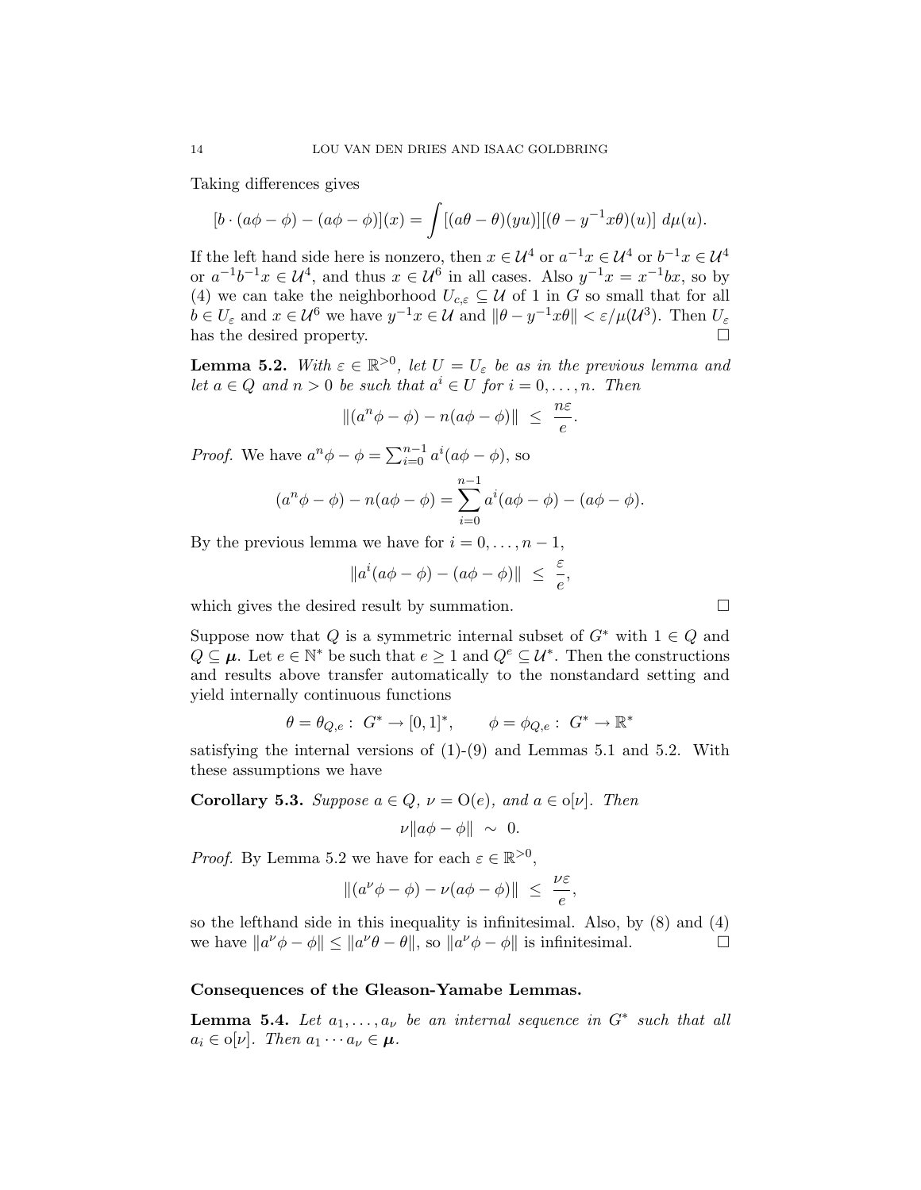Taking differences gives

$$[b \cdot (a\phi - \phi) - (a\phi - \phi)](x) = \int [(a\theta - \theta)(yu)][(\theta - y^{-1}x\theta)(u)]\ d\mu(u).$$

If the left hand side here is nonzero, then $x \in \mathcal{U}^4$ or $a^{-1}x \in \mathcal{U}^4$ or $b^{-1}x \in \mathcal{U}^4$ or $a^{-1}b^{-1}x \in \mathcal{U}^4$, and thus $x \in \mathcal{U}^6$ in all cases. Also $y^{-1}x = x^{-1}bx$, so by (4) we can take the neighborhood $U_{c,\varepsilon} \subseteq \mathcal{U}$ of 1 in $G$ so small that for all $b \in U_\varepsilon$ and $x \in \mathcal{U}^6$ we have $y^{-1}x \in \mathcal{U}$ and $\|\theta - y^{-1}x\theta\| < \varepsilon/\mu(\mathcal{U}^3)$. Then $U_\varepsilon$ has the desired property. □

**Lemma 5.2.** *With $\varepsilon \in \mathbb{R}^{>0}$, let $U = U_\varepsilon$ be as in the previous lemma and let $a \in Q$ and $n > 0$ be such that $a^i \in U$ for $i = 0, \dots, n$. Then*

$$\|(a^n\phi - \phi) - n(a\phi - \phi)\| \ \leq\ \frac{n\varepsilon}{e}.$$

*Proof.* We have $a^n\phi - \phi = \sum_{i=0}^{n-1} a^i(a\phi - \phi)$, so

$$(a^n\phi - \phi) - n(a\phi - \phi) = \sum_{i=0}^{n-1} a^i(a\phi - \phi) - (a\phi - \phi).$$

By the previous lemma we have for $i = 0, \dots, n-1$,

$$\|a^i(a\phi - \phi) - (a\phi - \phi)\| \ \leq\ \frac{\varepsilon}{e},$$

which gives the desired result by summation. □

Suppose now that $Q$ is a symmetric internal subset of $G^*$ with $1 \in Q$ and $Q \subseteq \boldsymbol{\mu}$. Let $e \in \mathbb{N}^*$ be such that $e \geq 1$ and $Q^e \subseteq \mathcal{U}^*$. Then the constructions and results above transfer automatically to the nonstandard setting and yield internally continuous functions

$$\theta = \theta_{Q,e} :\ G^* \to [0,1]^*, \qquad \phi = \phi_{Q,e} :\ G^* \to \mathbb{R}^*$$

satisfying the internal versions of (1)-(9) and Lemmas 5.1 and 5.2. With these assumptions we have

**Corollary 5.3.** *Suppose $a \in Q$, $\nu = \mathrm{O}(e)$, and $a \in \mathrm{o}[\nu]$. Then*

$$\nu\|a\phi - \phi\| \ \sim\ 0.$$

*Proof.* By Lemma 5.2 we have for each $\varepsilon \in \mathbb{R}^{>0}$,

$$\|(a^\nu\phi - \phi) - \nu(a\phi - \phi)\| \ \leq\ \frac{\nu\varepsilon}{e},$$

so the lefthand side in this inequality is infinitesimal. Also, by (8) and (4) we have $\|a^\nu\phi - \phi\| \leq \|a^\nu\theta - \theta\|$, so $\|a^\nu\phi - \phi\|$ is infinitesimal. □

## Consequences of the Gleason-Yamabe Lemmas.

**Lemma 5.4.** *Let $a_1, \dots, a_\nu$ be an internal sequence in $G^*$ such that all $a_i \in \mathrm{o}[\nu]$. Then $a_1 \cdots a_\nu \in \boldsymbol{\mu}$.*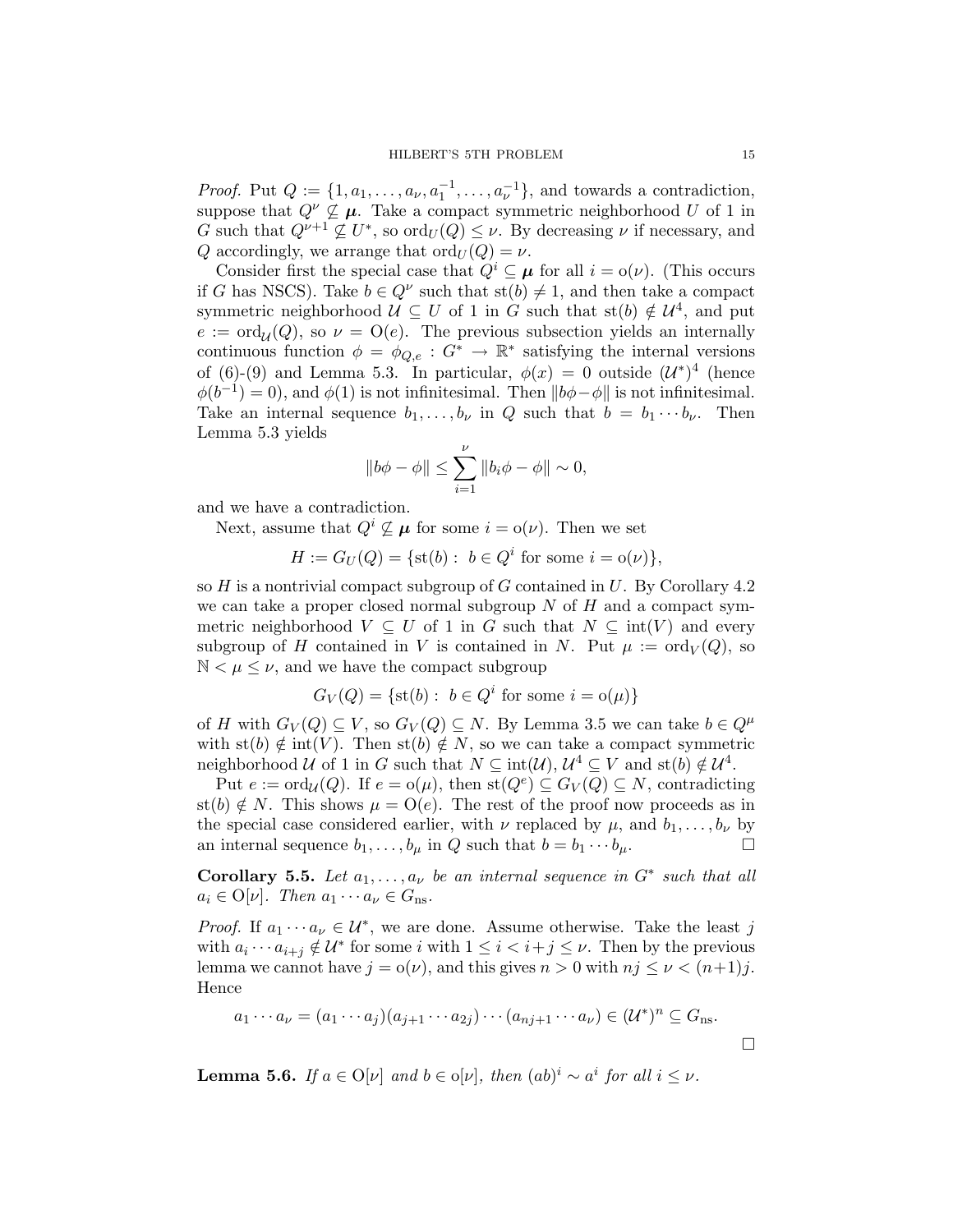*Proof.* Put $Q := \{1, a_1, \ldots, a_\nu, a_1^{-1}, \ldots, a_\nu^{-1}\}$, and towards a contradiction, suppose that $Q^\nu \not\subseteq \boldsymbol{\mu}$. Take a compact symmetric neighborhood $U$ of 1 in $G$ such that $Q^{\nu+1} \not\subseteq U^*$, so $\mathrm{ord}_U(Q) \leq \nu$. By decreasing $\nu$ if necessary, and $Q$ accordingly, we arrange that $\mathrm{ord}_U(Q) = \nu$.

Consider first the special case that $Q^i \subseteq \boldsymbol{\mu}$ for all $i = \mathrm{o}(\nu)$. (This occurs if $G$ has NSCS). Take $b \in Q^\nu$ such that $\mathrm{st}(b) \neq 1$, and then take a compact symmetric neighborhood $\mathcal{U} \subseteq U$ of 1 in $G$ such that $\mathrm{st}(b) \notin \mathcal{U}^4$, and put $e := \mathrm{ord}_{\mathcal{U}}(Q)$, so $\nu = \mathrm{O}(e)$. The previous subsection yields an internally continuous function $\phi = \phi_{Q,e} : G^* \to \mathbb{R}^*$ satisfying the internal versions of (6)-(9) and Lemma 5.3. In particular, $\phi(x) = 0$ outside $(\mathcal{U}^*)^4$ (hence $\phi(b^{-1}) = 0$), and $\phi(1)$ is not infinitesimal. Then $\|b\phi - \phi\|$ is not infinitesimal. Take an internal sequence $b_1, \ldots, b_\nu$ in $Q$ such that $b = b_1 \cdots b_\nu$. Then Lemma 5.3 yields

$$\|b\phi - \phi\| \leq \sum_{i=1}^{\nu} \|b_i\phi - \phi\| \sim 0,$$

and we have a contradiction.

Next, assume that $Q^i \not\subseteq \boldsymbol{\mu}$ for some $i = \mathrm{o}(\nu)$. Then we set

$$H := G_U(Q) = \{\mathrm{st}(b) : \ b \in Q^i \text{ for some } i = \mathrm{o}(\nu)\},$$

so $H$ is a nontrivial compact subgroup of $G$ contained in $U$. By Corollary 4.2 we can take a proper closed normal subgroup $N$ of $H$ and a compact symmetric neighborhood $V \subseteq U$ of 1 in $G$ such that $N \subseteq \mathrm{int}(V)$ and every subgroup of $H$ contained in $V$ is contained in $N$. Put $\mu := \mathrm{ord}_V(Q)$, so $\mathbb{N} < \mu \leq \nu$, and we have the compact subgroup

$$G_V(Q) = \{\mathrm{st}(b) : \ b \in Q^i \text{ for some } i = \mathrm{o}(\mu)\}$$

of $H$ with $G_V(Q) \subseteq V$, so $G_V(Q) \subseteq N$. By Lemma 3.5 we can take $b \in Q^\mu$ with $\mathrm{st}(b) \notin \mathrm{int}(V)$. Then $\mathrm{st}(b) \notin N$, so we can take a compact symmetric neighborhood $\mathcal{U}$ of 1 in $G$ such that $N \subseteq \mathrm{int}(\mathcal{U})$, $\mathcal{U}^4 \subseteq V$ and $\mathrm{st}(b) \notin \mathcal{U}^4$.

Put $e := \mathrm{ord}_{\mathcal{U}}(Q)$. If $e = \mathrm{o}(\mu)$, then $\mathrm{st}(Q^e) \subseteq G_V(Q) \subseteq N$, contradicting $\mathrm{st}(b) \notin N$. This shows $\mu = \mathrm{O}(e)$. The rest of the proof now proceeds as in the special case considered earlier, with $\nu$ replaced by $\mu$, and $b_1, \ldots, b_\nu$ by an internal sequence $b_1, \ldots, b_\mu$ in $Q$ such that $b = b_1 \cdots b_\mu$. $\square$

**Corollary 5.5.** *Let $a_1, \ldots, a_\nu$ be an internal sequence in $G^*$ such that all $a_i \in \mathrm{O}[\nu]$. Then $a_1 \cdots a_\nu \in G_{\mathrm{ns}}$.*

*Proof.* If $a_1 \cdots a_\nu \in \mathcal{U}^*$, we are done. Assume otherwise. Take the least $j$ with $a_i \cdots a_{i+j} \notin \mathcal{U}^*$ for some $i$ with $1 \leq i < i+j \leq \nu$. Then by the previous lemma we cannot have $j = \mathrm{o}(\nu)$, and this gives $n > 0$ with $nj \leq \nu < (n+1)j$. Hence

$$a_1 \cdots a_\nu = (a_1 \cdots a_j)(a_{j+1} \cdots a_{2j}) \cdots (a_{nj+1} \cdots a_\nu) \in (\mathcal{U}^*)^n \subseteq G_{\mathrm{ns}}.$$

$\square$

**Lemma 5.6.** *If $a \in \mathrm{O}[\nu]$ and $b \in \mathrm{o}[\nu]$, then $(ab)^i \sim a^i$ for all $i \leq \nu$.*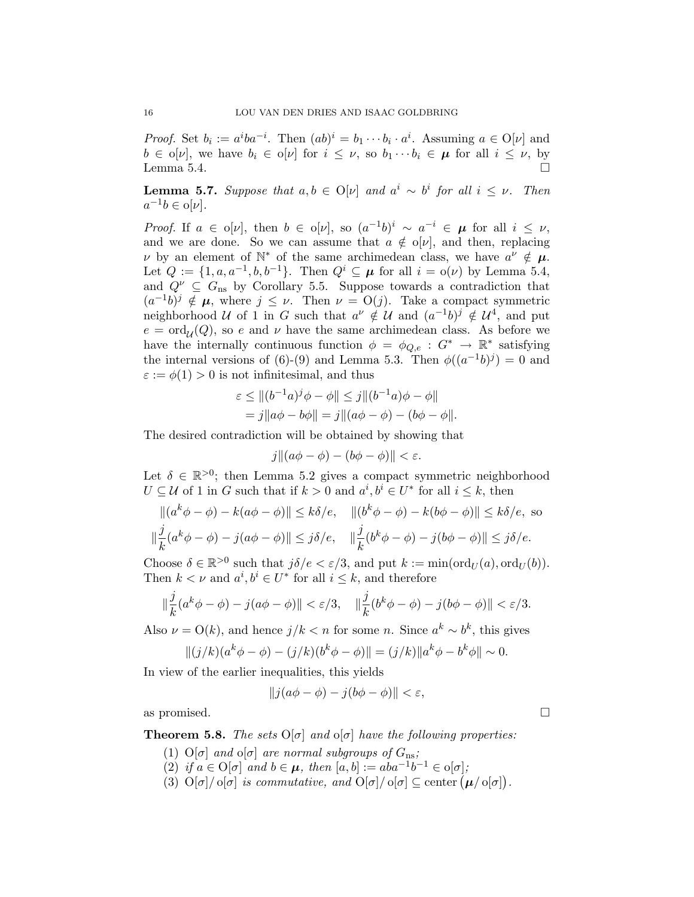*Proof.* Set $b_i := a^i b a^{-i}$. Then $(ab)^i = b_1 \cdots b_i \cdot a^i$. Assuming $a \in \mathrm{O}[\nu]$ and $b \in \mathrm{o}[\nu]$, we have $b_i \in \mathrm{o}[\nu]$ for $i \le \nu$, so $b_1 \cdots b_i \in \boldsymbol{\mu}$ for all $i \le \nu$, by Lemma 5.4. $\square$

**Lemma 5.7.** *Suppose that $a, b \in \mathrm{O}[\nu]$ and $a^i \sim b^i$ for all $i \le \nu$. Then $a^{-1}b \in \mathrm{o}[\nu]$.*

*Proof.* If $a \in \mathrm{o}[\nu]$, then $b \in \mathrm{o}[\nu]$, so $(a^{-1}b)^i \sim a^{-i} \in \boldsymbol{\mu}$ for all $i \le \nu$, and we are done. So we can assume that $a \notin \mathrm{o}[\nu]$, and then, replacing $\nu$ by an element of $\mathbb{N}^*$ of the same archimedean class, we have $a^\nu \notin \boldsymbol{\mu}$. Let $Q := \{1, a, a^{-1}, b, b^{-1}\}$. Then $Q^i \subseteq \boldsymbol{\mu}$ for all $i = \mathrm{o}(\nu)$ by Lemma 5.4, and $Q^\nu \subseteq G_{\mathrm{ns}}$ by Corollary 5.5. Suppose towards a contradiction that $(a^{-1}b)^j \notin \boldsymbol{\mu}$, where $j \le \nu$. Then $\nu = \mathrm{O}(j)$. Take a compact symmetric neighborhood $\mathcal{U}$ of 1 in $G$ such that $a^\nu \notin \mathcal{U}$ and $(a^{-1}b)^j \notin \mathcal{U}^4$, and put $e = \mathrm{ord}_{\mathcal{U}}(Q)$, so $e$ and $\nu$ have the same archimedean class. As before we have the internally continuous function $\phi = \phi_{Q,e} : G^* \to \mathbb{R}^*$ satisfying the internal versions of (6)-(9) and Lemma 5.3. Then $\phi((a^{-1}b)^j) = 0$ and $\varepsilon := \phi(1) > 0$ is not infinitesimal, and thus

$$\begin{aligned}
\varepsilon &\le \|(b^{-1}a)^j\phi - \phi\| \le j\|(b^{-1}a)\phi - \phi\| \\
&= j\|a\phi - b\phi\| = j\|(a\phi - \phi) - (b\phi - \phi)\|.
\end{aligned}$$

The desired contradiction will be obtained by showing that

$$j\|(a\phi - \phi) - (b\phi - \phi)\| < \varepsilon.$$

Let $\delta \in \mathbb{R}^{>0}$; then Lemma 5.2 gives a compact symmetric neighborhood $U \subseteq \mathcal{U}$ of 1 in $G$ such that if $k > 0$ and $a^i, b^i \in U^*$ for all $i \le k$, then

$$\|(a^k\phi - \phi) - k(a\phi - \phi)\| \le k\delta/e, \quad \|(b^k\phi - \phi) - k(b\phi - \phi)\| \le k\delta/e, \text{ so}$$

$$\|\frac{j}{k}(a^k\phi - \phi) - j(a\phi - \phi)\| \le j\delta/e, \quad \|\frac{j}{k}(b^k\phi - \phi) - j(b\phi - \phi)\| \le j\delta/e.$$

Choose $\delta \in \mathbb{R}^{>0}$ such that $j\delta/e < \varepsilon/3$, and put $k := \min(\mathrm{ord}_U(a), \mathrm{ord}_U(b))$. Then $k < \nu$ and $a^i, b^i \in U^*$ for all $i \le k$, and therefore

$$\|\frac{j}{k}(a^k\phi - \phi) - j(a\phi - \phi)\| < \varepsilon/3, \quad \|\frac{j}{k}(b^k\phi - \phi) - j(b\phi - \phi)\| < \varepsilon/3.$$

Also $\nu = \mathrm{O}(k)$, and hence $j/k < n$ for some $n$. Since $a^k \sim b^k$, this gives

$$\|(j/k)(a^k\phi - \phi) - (j/k)(b^k\phi - \phi)\| = (j/k)\|a^k\phi - b^k\phi\| \sim 0.$$

In view of the earlier inequalities, this yields

$$\|j(a\phi - \phi) - j(b\phi - \phi)\| < \varepsilon,$$

as promised. $\square$

**Theorem 5.8.** *The sets $\mathrm{O}[\sigma]$ and $\mathrm{o}[\sigma]$ have the following properties:*

1. *$\mathrm{O}[\sigma]$ and $\mathrm{o}[\sigma]$ are normal subgroups of $G_{\mathrm{ns}}$;*
2. *if $a \in \mathrm{O}[\sigma]$ and $b \in \boldsymbol{\mu}$, then $[a, b] := aba^{-1}b^{-1} \in \mathrm{o}[\sigma]$;*
3. *$\mathrm{O}[\sigma]/\mathrm{o}[\sigma]$ is commutative, and $\mathrm{O}[\sigma]/\mathrm{o}[\sigma] \subseteq \mathrm{center}\big(\boldsymbol{\mu}/\mathrm{o}[\sigma]\big)$.*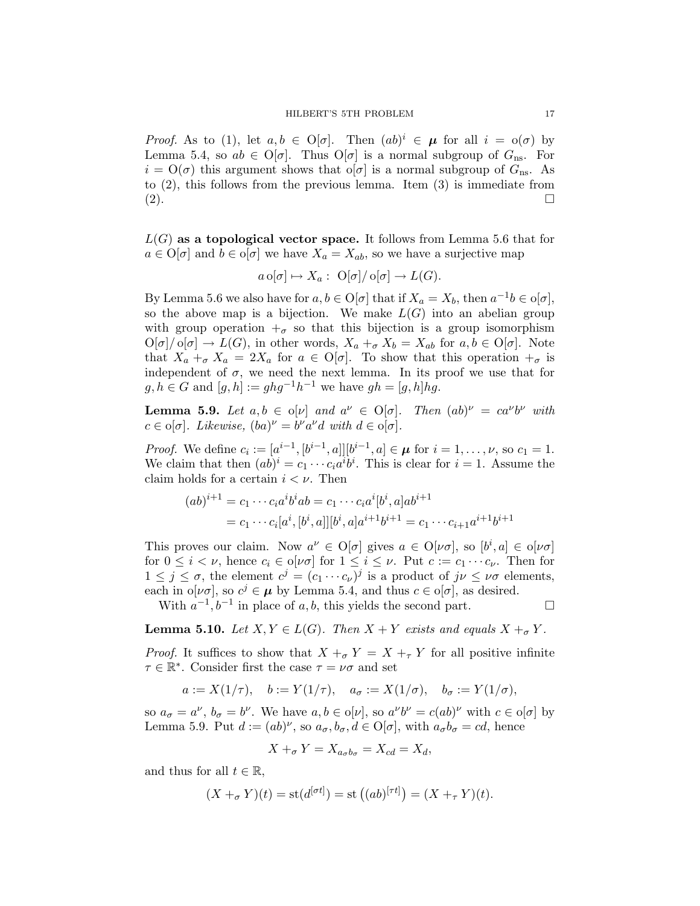*Proof.* As to (1), let $a, b \in \mathrm{O}[\sigma]$. Then $(ab)^i \in \boldsymbol{\mu}$ for all $i = \mathrm{o}(\sigma)$ by Lemma 5.4, so $ab \in \mathrm{O}[\sigma]$. Thus $\mathrm{O}[\sigma]$ is a normal subgroup of $G_{\mathrm{ns}}$. For $i = \mathrm{O}(\sigma)$ this argument shows that $\mathrm{o}[\sigma]$ is a normal subgroup of $G_{\mathrm{ns}}$. As to (2), this follows from the previous lemma. Item (3) is immediate from (2). □

**$L(G)$ as a topological vector space.** It follows from Lemma 5.6 that for $a \in \mathrm{O}[\sigma]$ and $b \in \mathrm{o}[\sigma]$ we have $X_a = X_{ab}$, so we have a surjective map

$$a\,\mathrm{o}[\sigma] \mapsto X_a : \ \mathrm{O}[\sigma]/\,\mathrm{o}[\sigma] \to L(G).$$

By Lemma 5.6 we also have for $a, b \in \mathrm{O}[\sigma]$ that if $X_a = X_b$, then $a^{-1}b \in \mathrm{o}[\sigma]$, so the above map is a bijection. We make $L(G)$ into an abelian group with group operation $+_\sigma$ so that this bijection is a group isomorphism $\mathrm{O}[\sigma]/\,\mathrm{o}[\sigma] \to L(G)$, in other words, $X_a +_\sigma X_b = X_{ab}$ for $a, b \in \mathrm{O}[\sigma]$. Note that $X_a +_\sigma X_a = 2X_a$ for $a \in \mathrm{O}[\sigma]$. To show that this operation $+_\sigma$ is independent of $\sigma$, we need the next lemma. In its proof we use that for $g, h \in G$ and $[g, h] := ghg^{-1}h^{-1}$ we have $gh = [g, h]hg$.

**Lemma 5.9.** *Let $a, b \in \mathrm{o}[\nu]$ and $a^\nu \in \mathrm{O}[\sigma]$. Then $(ab)^\nu = ca^\nu b^\nu$ with $c \in \mathrm{o}[\sigma]$. Likewise, $(ba)^\nu = b^\nu a^\nu d$ with $d \in \mathrm{o}[\sigma]$.*

*Proof.* We define $c_i := [a^{i-1}, [b^{i-1}, a]][b^{i-1}, a] \in \boldsymbol{\mu}$ for $i = 1, \dots, \nu$, so $c_1 = 1$. We claim that then $(ab)^i = c_1 \cdots c_i a^i b^i$. This is clear for $i = 1$. Assume the claim holds for a certain $i < \nu$. Then

$$\begin{aligned}(ab)^{i+1} &= c_1 \cdots c_i a^i b^i ab = c_1 \cdots c_i a^i [b^i, a] ab^{i+1} \\ &= c_1 \cdots c_i [a^i, [b^i, a]][b^i, a] a^{i+1} b^{i+1} = c_1 \cdots c_{i+1} a^{i+1} b^{i+1}\end{aligned}$$

This proves our claim. Now $a^\nu \in \mathrm{O}[\sigma]$ gives $a \in \mathrm{O}[\nu\sigma]$, so $[b^i, a] \in \mathrm{o}[\nu\sigma]$ for $0 \le i < \nu$, hence $c_i \in \mathrm{o}[\nu\sigma]$ for $1 \le i \le \nu$. Put $c := c_1 \cdots c_\nu$. Then for $1 \le j \le \sigma$, the element $c^j = (c_1 \cdots c_\nu)^j$ is a product of $j\nu \le \nu\sigma$ elements, each in $\mathrm{o}[\nu\sigma]$, so $c^j \in \boldsymbol{\mu}$ by Lemma 5.4, and thus $c \in \mathrm{o}[\sigma]$, as desired.

With $a^{-1}, b^{-1}$ in place of $a, b$, this yields the second part. □

**Lemma 5.10.** *Let $X, Y \in L(G)$. Then $X + Y$ exists and equals $X +_\sigma Y$.*

*Proof.* It suffices to show that $X +_\sigma Y = X +_\tau Y$ for all positive infinite $\tau \in \mathbb{R}^*$. Consider first the case $\tau = \nu\sigma$ and set

$$a := X(1/\tau), \quad b := Y(1/\tau), \quad a_\sigma := X(1/\sigma), \quad b_\sigma := Y(1/\sigma),$$

so $a_\sigma = a^\nu$, $b_\sigma = b^\nu$. We have $a, b \in \mathrm{o}[\nu]$, so $a^\nu b^\nu = c(ab)^\nu$ with $c \in \mathrm{o}[\sigma]$ by Lemma 5.9. Put $d := (ab)^\nu$, so $a_\sigma, b_\sigma, d \in \mathrm{O}[\sigma]$, with $a_\sigma b_\sigma = cd$, hence

$$X +_\sigma Y = X_{a_\sigma b_\sigma} = X_{cd} = X_d,$$

and thus for all $t \in \mathbb{R}$,

$$(X +_\sigma Y)(t) = \mathrm{st}(d^{[\sigma t]}) = \mathrm{st}\left((ab)^{[\tau t]}\right) = (X +_\tau Y)(t).$$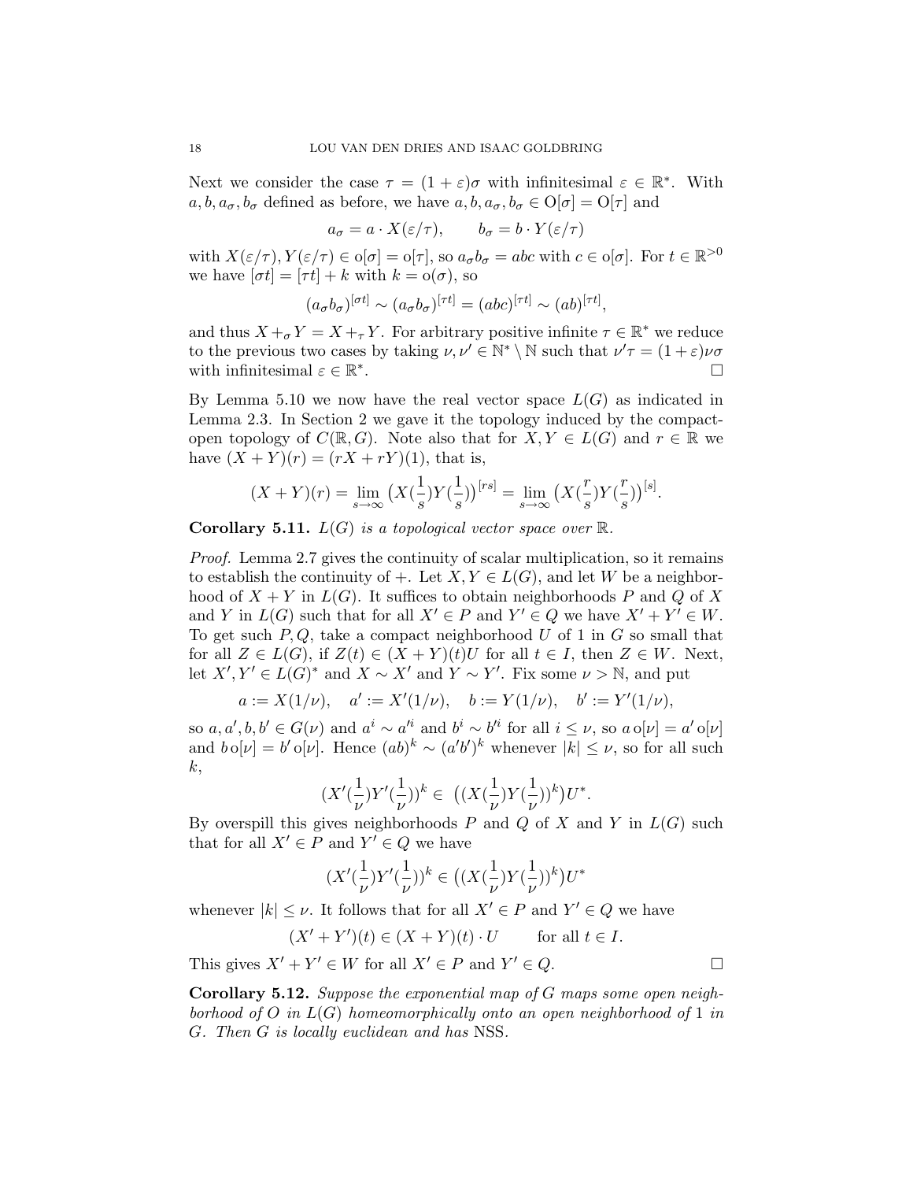Next we consider the case $\tau = (1+\varepsilon)\sigma$ with infinitesimal $\varepsilon \in \mathbb{R}^*$. With $a, b, a_\sigma, b_\sigma$ defined as before, we have $a, b, a_\sigma, b_\sigma \in \mathrm{O}[\sigma] = \mathrm{O}[\tau]$ and

$$a_\sigma = a \cdot X(\varepsilon/\tau), \qquad b_\sigma = b \cdot Y(\varepsilon/\tau)$$

with $X(\varepsilon/\tau), Y(\varepsilon/\tau) \in \mathrm{o}[\sigma] = \mathrm{o}[\tau]$, so $a_\sigma b_\sigma = abc$ with $c \in \mathrm{o}[\sigma]$. For $t \in \mathbb{R}^{>0}$ we have $[\sigma t] = [\tau t] + k$ with $k = \mathrm{o}(\sigma)$, so

$$(a_\sigma b_\sigma)^{[\sigma t]} \sim (a_\sigma b_\sigma)^{[\tau t]} = (abc)^{[\tau t]} \sim (ab)^{[\tau t]},$$

and thus $X +_\sigma Y = X +_\tau Y$. For arbitrary positive infinite $\tau \in \mathbb{R}^*$ we reduce to the previous two cases by taking $\nu, \nu' \in \mathbb{N}^* \setminus \mathbb{N}$ such that $\nu'\tau = (1+\varepsilon)\nu\sigma$ with infinitesimal $\varepsilon \in \mathbb{R}^*$. $\square$

By Lemma 5.10 we now have the real vector space $L(G)$ as indicated in Lemma 2.3. In Section 2 we gave it the topology induced by the compact-open topology of $C(\mathbb{R}, G)$. Note also that for $X, Y \in L(G)$ and $r \in \mathbb{R}$ we have $(X+Y)(r) = (rX + rY)(1)$, that is,

$$(X+Y)(r) = \lim_{s\to\infty} \big(X(\tfrac{1}{s})Y(\tfrac{1}{s})\big)^{[rs]} = \lim_{s\to\infty} \big(X(\tfrac{r}{s})Y(\tfrac{r}{s})\big)^{[s]}.$$

**Corollary 5.11.** *$L(G)$ is a topological vector space over $\mathbb{R}$.*

*Proof.* Lemma 2.7 gives the continuity of scalar multiplication, so it remains to establish the continuity of $+$. Let $X, Y \in L(G)$, and let $W$ be a neighborhood of $X+Y$ in $L(G)$. It suffices to obtain neighborhoods $P$ and $Q$ of $X$ and $Y$ in $L(G)$ such that for all $X' \in P$ and $Y' \in Q$ we have $X' + Y' \in W$. To get such $P, Q$, take a compact neighborhood $U$ of 1 in $G$ so small that for all $Z \in L(G)$, if $Z(t) \in (X+Y)(t)U$ for all $t \in I$, then $Z \in W$. Next, let $X', Y' \in L(G)^*$ and $X \sim X'$ and $Y \sim Y'$. Fix some $\nu > \mathbb{N}$, and put

$$a := X(1/\nu), \quad a' := X'(1/\nu), \quad b := Y(1/\nu), \quad b' := Y'(1/\nu),$$

so $a, a', b, b' \in G(\nu)$ and $a^i \sim a'^i$ and $b^i \sim b'^i$ for all $i \le \nu$, so $a\,\mathrm{o}[\nu] = a'\,\mathrm{o}[\nu]$ and $b\,\mathrm{o}[\nu] = b'\,\mathrm{o}[\nu]$. Hence $(ab)^k \sim (a'b')^k$ whenever $|k| \le \nu$, so for all such $k$,

$$(X'(\tfrac{1}{\nu})Y'(\tfrac{1}{\nu}))^k \in \big((X(\tfrac{1}{\nu})Y(\tfrac{1}{\nu}))^k\big)U^*.$$

By overspill this gives neighborhoods $P$ and $Q$ of $X$ and $Y$ in $L(G)$ such that for all $X' \in P$ and $Y' \in Q$ we have

$$(X'(\tfrac{1}{\nu})Y'(\tfrac{1}{\nu}))^k \in \big((X(\tfrac{1}{\nu})Y(\tfrac{1}{\nu}))^k\big)U^*$$

whenever $|k| \le \nu$. It follows that for all $X' \in P$ and $Y' \in Q$ we have

$$(X'+Y')(t) \in (X+Y)(t) \cdot U \qquad \text{for all } t \in I.$$

This gives $X' + Y' \in W$ for all $X' \in P$ and $Y' \in Q$. $\square$

**Corollary 5.12.** *Suppose the exponential map of $G$ maps some open neighborhood of $O$ in $L(G)$ homeomorphically onto an open neighborhood of 1 in $G$. Then $G$ is locally euclidean and has* NSS.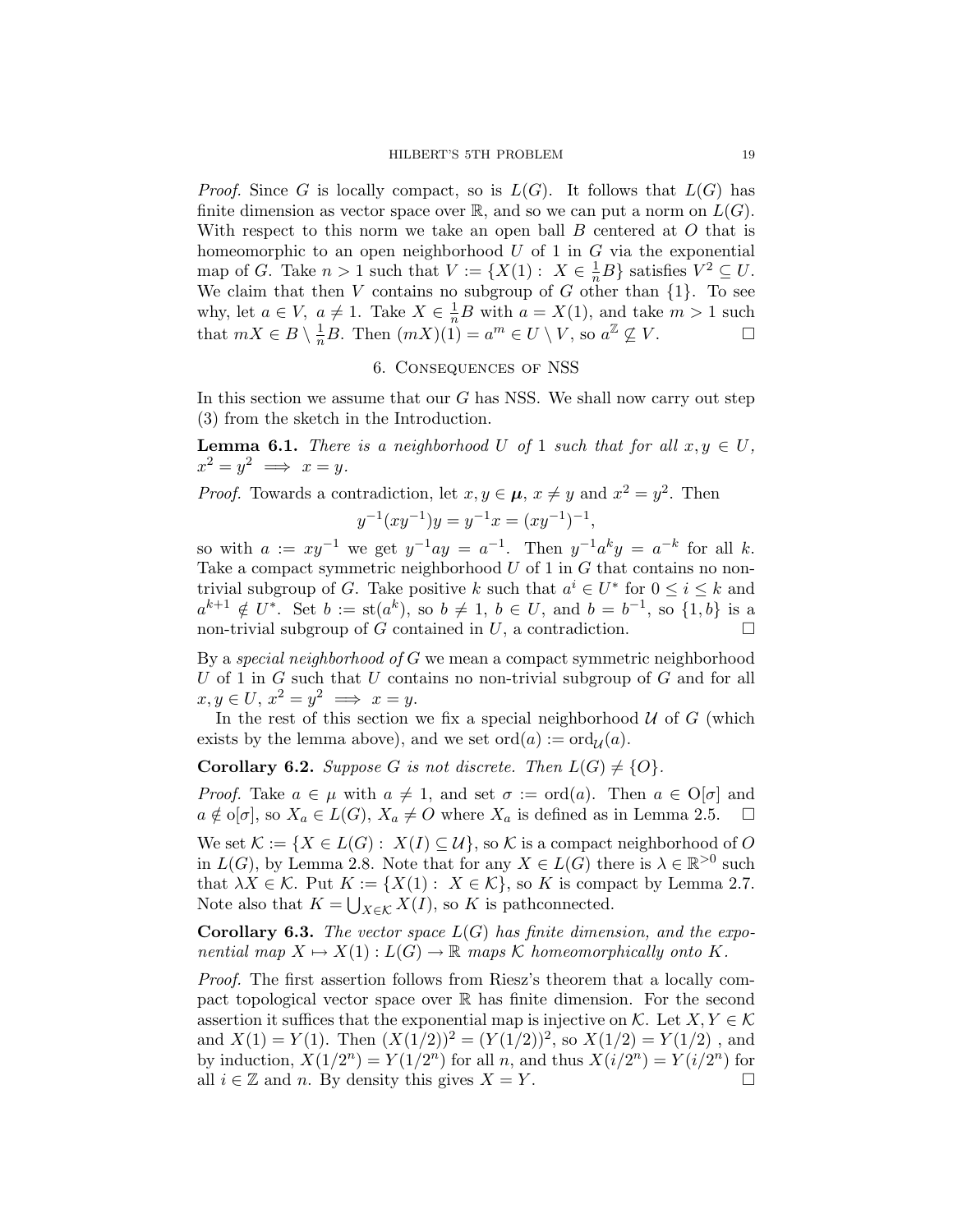*Proof.* Since $G$ is locally compact, so is $L(G)$. It follows that $L(G)$ has finite dimension as vector space over $\mathbb{R}$, and so we can put a norm on $L(G)$. With respect to this norm we take an open ball $B$ centered at $O$ that is homeomorphic to an open neighborhood $U$ of 1 in $G$ via the exponential map of $G$. Take $n > 1$ such that $V := \{X(1) : X \in \frac{1}{n}B\}$ satisfies $V^2 \subseteq U$. We claim that then $V$ contains no subgroup of $G$ other than $\{1\}$. To see why, let $a \in V$, $a \neq 1$. Take $X \in \frac{1}{n}B$ with $a = X(1)$, and take $m > 1$ such that $mX \in B \setminus \frac{1}{n}B$. Then $(mX)(1) = a^m \in U \setminus V$, so $a^{\mathbb{Z}} \not\subseteq V$. □

## 6. Consequences of NSS

In this section we assume that our $G$ has NSS. We shall now carry out step (3) from the sketch in the Introduction.

**Lemma 6.1.** *There is a neighborhood $U$ of 1 such that for all $x, y \in U$, $x^2 = y^2 \implies x = y$.*

*Proof.* Towards a contradiction, let $x, y \in \boldsymbol{\mu}$, $x \neq y$ and $x^2 = y^2$. Then

$$y^{-1}(xy^{-1})y = y^{-1}x = (xy^{-1})^{-1},$$

so with $a := xy^{-1}$ we get $y^{-1}ay = a^{-1}$. Then $y^{-1}a^k y = a^{-k}$ for all $k$. Take a compact symmetric neighborhood $U$ of 1 in $G$ that contains no non-trivial subgroup of $G$. Take positive $k$ such that $a^i \in U^*$ for $0 \leq i \leq k$ and $a^{k+1} \notin U^*$. Set $b := \mathrm{st}(a^k)$, so $b \neq 1$, $b \in U$, and $b = b^{-1}$, so $\{1, b\}$ is a non-trivial subgroup of $G$ contained in $U$, a contradiction. □

By a *special neighborhood of* $G$ we mean a compact symmetric neighborhood $U$ of 1 in $G$ such that $U$ contains no non-trivial subgroup of $G$ and for all $x, y \in U$, $x^2 = y^2 \implies x = y$.

In the rest of this section we fix a special neighborhood $\mathcal{U}$ of $G$ (which exists by the lemma above), and we set $\mathrm{ord}(a) := \mathrm{ord}_{\mathcal{U}}(a)$.

**Corollary 6.2.** *Suppose $G$ is not discrete. Then $L(G) \neq \{O\}$.*

*Proof.* Take $a \in \mu$ with $a \neq 1$, and set $\sigma := \mathrm{ord}(a)$. Then $a \in \mathrm{O}[\sigma]$ and $a \notin \mathrm{o}[\sigma]$, so $X_a \in L(G)$, $X_a \neq O$ where $X_a$ is defined as in Lemma 2.5. □

We set $\mathcal{K} := \{X \in L(G) : X(I) \subseteq \mathcal{U}\}$, so $\mathcal{K}$ is a compact neighborhood of $O$ in $L(G)$, by Lemma 2.8. Note that for any $X \in L(G)$ there is $\lambda \in \mathbb{R}^{>0}$ such that $\lambda X \in \mathcal{K}$. Put $K := \{X(1) : X \in \mathcal{K}\}$, so $K$ is compact by Lemma 2.7. Note also that $K = \bigcup_{X \in \mathcal{K}} X(I)$, so $K$ is pathconnected.

**Corollary 6.3.** *The vector space $L(G)$ has finite dimension, and the exponential map $X \mapsto X(1) : L(G) \to \mathbb{R}$ maps $\mathcal{K}$ homeomorphically onto $K$.*

*Proof.* The first assertion follows from Riesz's theorem that a locally compact topological vector space over $\mathbb{R}$ has finite dimension. For the second assertion it suffices that the exponential map is injective on $\mathcal{K}$. Let $X, Y \in \mathcal{K}$ and $X(1) = Y(1)$. Then $(X(1/2))^2 = (Y(1/2))^2$, so $X(1/2) = Y(1/2)$ , and by induction, $X(1/2^n) = Y(1/2^n)$ for all $n$, and thus $X(i/2^n) = Y(i/2^n)$ for all $i \in \mathbb{Z}$ and $n$. By density this gives $X = Y$. □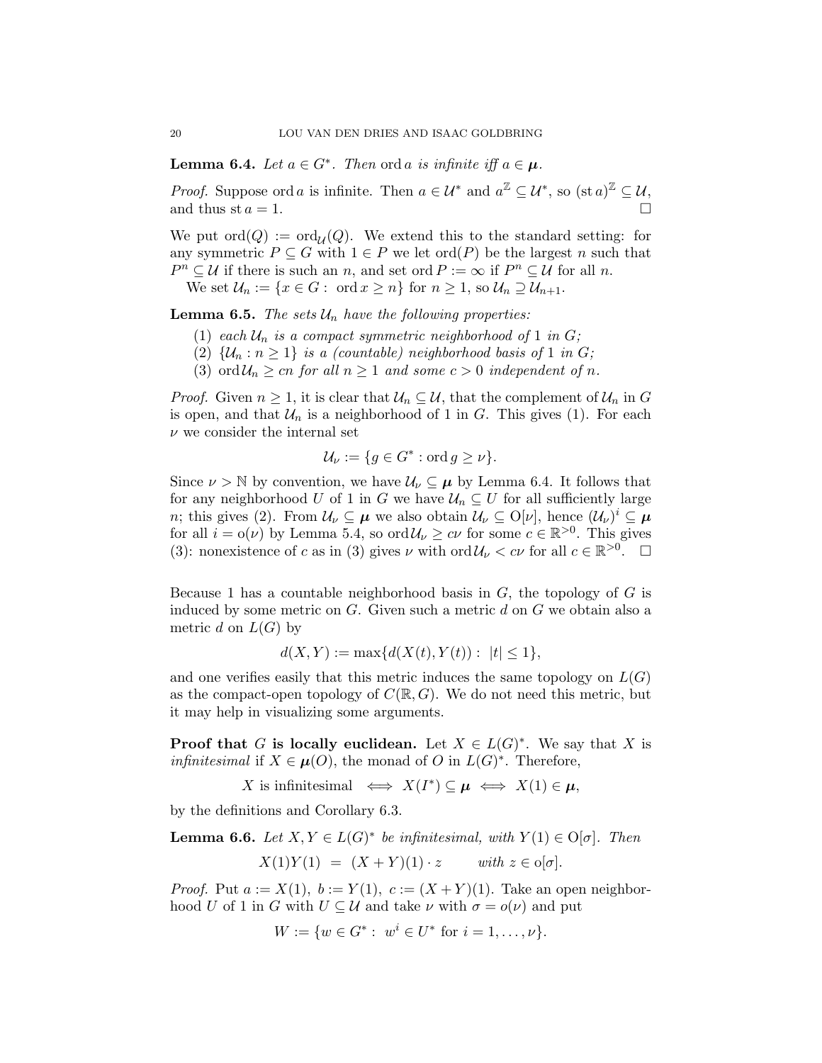**Lemma 6.4.** *Let $a \in G^*$. Then $\operatorname{ord} a$ is infinite iff $a \in \boldsymbol{\mu}$.*

*Proof.* Suppose $\operatorname{ord} a$ is infinite. Then $a \in \mathcal{U}^*$ and $a^{\mathbb{Z}} \subseteq \mathcal{U}^*$, so $(\operatorname{st} a)^{\mathbb{Z}} \subseteq \mathcal{U}$, and thus $\operatorname{st} a = 1$. $\square$

We put $\operatorname{ord}(Q) := \operatorname{ord}_{\mathcal{U}}(Q)$. We extend this to the standard setting: for any symmetric $P \subseteq G$ with $1 \in P$ we let $\operatorname{ord}(P)$ be the largest $n$ such that $P^n \subseteq \mathcal{U}$ if there is such an $n$, and set $\operatorname{ord} P := \infty$ if $P^n \subseteq \mathcal{U}$ for all $n$.

We set $\mathcal{U}_n := \{x \in G : \operatorname{ord} x \geq n\}$ for $n \geq 1$, so $\mathcal{U}_n \supseteq \mathcal{U}_{n+1}$.

**Lemma 6.5.** *The sets $\mathcal{U}_n$ have the following properties:*

1. *each $\mathcal{U}_n$ is a compact symmetric neighborhood of 1 in $G$;*
2. *$\{\mathcal{U}_n : n \geq 1\}$ is a (countable) neighborhood basis of 1 in $G$;*
3. *$\operatorname{ord} \mathcal{U}_n \geq cn$ for all $n \geq 1$ and some $c > 0$ independent of $n$.*

*Proof.* Given $n \geq 1$, it is clear that $\mathcal{U}_n \subseteq \mathcal{U}$, that the complement of $\mathcal{U}_n$ in $G$ is open, and that $\mathcal{U}_n$ is a neighborhood of 1 in $G$. This gives (1). For each $\nu$ we consider the internal set

$$\mathcal{U}_\nu := \{g \in G^* : \operatorname{ord} g \geq \nu\}.$$

Since $\nu > \mathbb{N}$ by convention, we have $\mathcal{U}_\nu \subseteq \boldsymbol{\mu}$ by Lemma 6.4. It follows that for any neighborhood $U$ of 1 in $G$ we have $\mathcal{U}_n \subseteq U$ for all sufficiently large $n$; this gives (2). From $\mathcal{U}_\nu \subseteq \boldsymbol{\mu}$ we also obtain $\mathcal{U}_\nu \subseteq \mathrm{O}[\nu]$, hence $(\mathcal{U}_\nu)^i \subseteq \boldsymbol{\mu}$ for all $i = \mathrm{o}(\nu)$ by Lemma 5.4, so $\operatorname{ord} \mathcal{U}_\nu \geq c\nu$ for some $c \in \mathbb{R}^{>0}$. This gives (3): nonexistence of $c$ as in (3) gives $\nu$ with $\operatorname{ord} \mathcal{U}_\nu < c\nu$ for all $c \in \mathbb{R}^{>0}$. $\square$

Because 1 has a countable neighborhood basis in $G$, the topology of $G$ is induced by some metric on $G$. Given such a metric $d$ on $G$ we obtain also a metric $d$ on $L(G)$ by

$$d(X, Y) := \max\{d(X(t), Y(t)) : |t| \leq 1\},$$

and one verifies easily that this metric induces the same topology on $L(G)$ as the compact-open topology of $C(\mathbb{R}, G)$. We do not need this metric, but it may help in visualizing some arguments.

**Proof that $G$ is locally euclidean.** Let $X \in L(G)^*$. We say that $X$ is *infinitesimal* if $X \in \boldsymbol{\mu}(O)$, the monad of $O$ in $L(G)^*$. Therefore,

$$X \text{ is infinitesimal } \iff X(I^*) \subseteq \boldsymbol{\mu} \iff X(1) \in \boldsymbol{\mu},$$

by the definitions and Corollary 6.3.

**Lemma 6.6.** *Let $X, Y \in L(G)^*$ be infinitesimal, with $Y(1) \in \mathrm{O}[\sigma]$. Then*

$$X(1)Y(1) \;=\; (X+Y)(1) \cdot z \qquad \text{with } z \in \mathrm{o}[\sigma].$$

*Proof.* Put $a := X(1)$, $b := Y(1)$, $c := (X+Y)(1)$. Take an open neighborhood $U$ of 1 in $G$ with $U \subseteq \mathcal{U}$ and take $\nu$ with $\sigma = o(\nu)$ and put

$$W := \{w \in G^* : w^i \in U^* \text{ for } i = 1, \ldots, \nu\}.$$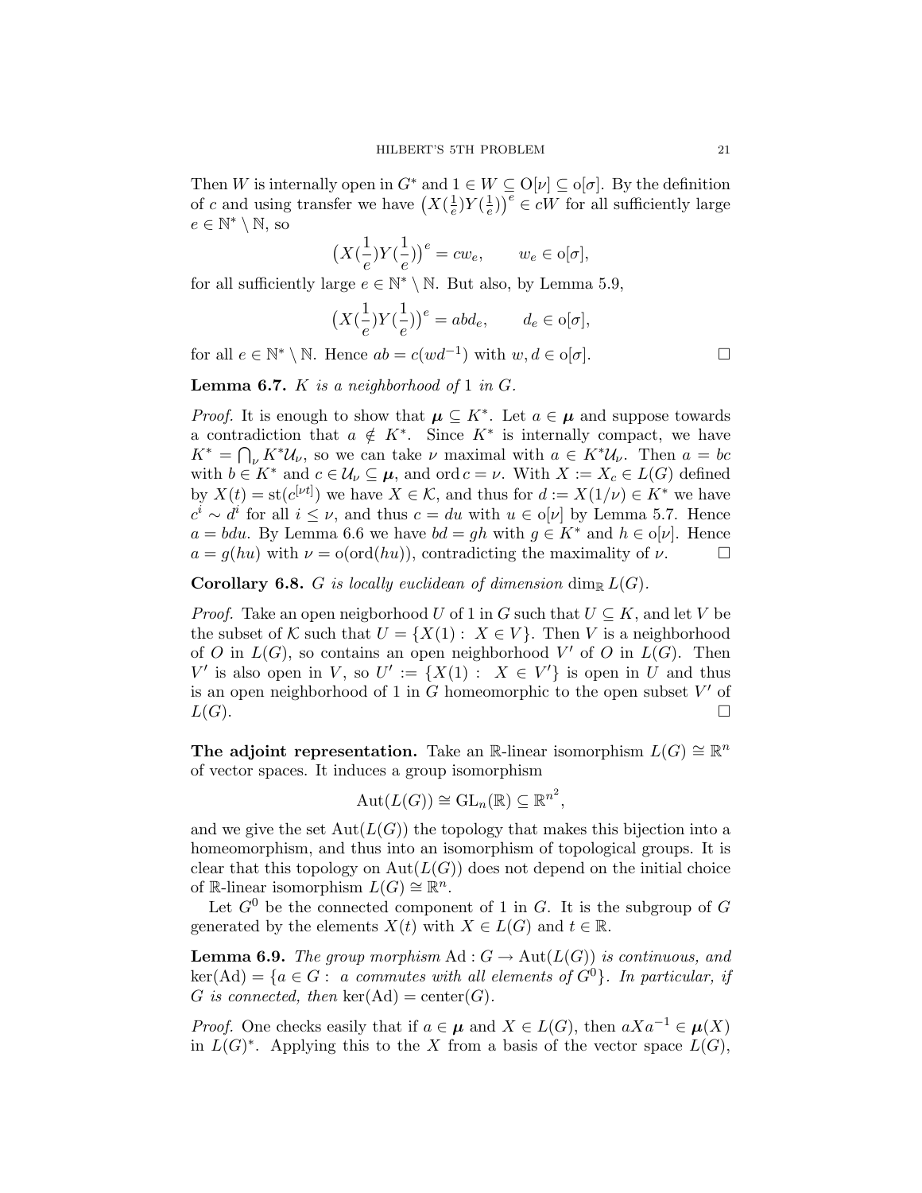Then $W$ is internally open in $G^*$ and $1 \in W \subseteq \mathrm{O}[\nu] \subseteq \mathrm{o}[\sigma]$. By the definition of $c$ and using transfer we have $\big(X(\frac{1}{e})Y(\frac{1}{e})\big)^e \in cW$ for all sufficiently large $e \in \mathbb{N}^* \setminus \mathbb{N}$, so

$$\big(X(\frac{1}{e})Y(\frac{1}{e})\big)^e = cw_e, \qquad w_e \in \mathrm{o}[\sigma],$$

for all sufficiently large $e \in \mathbb{N}^* \setminus \mathbb{N}$. But also, by Lemma 5.9,

$$\big(X(\frac{1}{e})Y(\frac{1}{e})\big)^e = abd_e, \qquad d_e \in \mathrm{o}[\sigma],$$

for all $e \in \mathbb{N}^* \setminus \mathbb{N}$. Hence $ab = c(wd^{-1})$ with $w, d \in \mathrm{o}[\sigma]$. □

**Lemma 6.7.** *$K$ is a neighborhood of 1 in $G$.*

*Proof.* It is enough to show that $\boldsymbol{\mu} \subseteq K^*$. Let $a \in \boldsymbol{\mu}$ and suppose towards a contradiction that $a \notin K^*$. Since $K^*$ is internally compact, we have $K^* = \bigcap_\nu K^*\mathcal{U}_\nu$, so we can take $\nu$ maximal with $a \in K^*\mathcal{U}_\nu$. Then $a = bc$ with $b \in K^*$ and $c \in \mathcal{U}_\nu \subseteq \boldsymbol{\mu}$, and $\mathrm{ord}\, c = \nu$. With $X := X_c \in L(G)$ defined by $X(t) = \mathrm{st}(c^{[\nu t]})$ we have $X \in \mathcal{K}$, and thus for $d := X(1/\nu) \in K^*$ we have $c^i \sim d^i$ for all $i \leq \nu$, and thus $c = du$ with $u \in \mathrm{o}[\nu]$ by Lemma 5.7. Hence $a = bdu$. By Lemma 6.6 we have $bd = gh$ with $g \in K^*$ and $h \in \mathrm{o}[\nu]$. Hence $a = g(hu)$ with $\nu = \mathrm{o}(\mathrm{ord}(hu))$, contradicting the maximality of $\nu$. □

**Corollary 6.8.** *$G$ is locally euclidean of dimension $\dim_{\mathbb{R}} L(G)$.*

*Proof.* Take an open neigborhood $U$ of 1 in $G$ such that $U \subseteq K$, and let $V$ be the subset of $\mathcal{K}$ such that $U = \{X(1) : X \in V\}$. Then $V$ is a neighborhood of $O$ in $L(G)$, so contains an open neighborhood $V'$ of $O$ in $L(G)$. Then $V'$ is also open in $V$, so $U' := \{X(1) : X \in V'\}$ is open in $U$ and thus is an open neighborhood of 1 in $G$ homeomorphic to the open subset $V'$ of $L(G)$. □

**The adjoint representation.** Take an $\mathbb{R}$-linear isomorphism $L(G) \cong \mathbb{R}^n$ of vector spaces. It induces a group isomorphism

$$\mathrm{Aut}(L(G)) \cong \mathrm{GL}_n(\mathbb{R}) \subseteq \mathbb{R}^{n^2},$$

and we give the set $\mathrm{Aut}(L(G))$ the topology that makes this bijection into a homeomorphism, and thus into an isomorphism of topological groups. It is clear that this topology on $\mathrm{Aut}(L(G))$ does not depend on the initial choice of $\mathbb{R}$-linear isomorphism $L(G) \cong \mathbb{R}^n$.

Let $G^0$ be the connected component of 1 in $G$. It is the subgroup of $G$ generated by the elements $X(t)$ with $X \in L(G)$ and $t \in \mathbb{R}$.

**Lemma 6.9.** *The group morphism $\mathrm{Ad} : G \to \mathrm{Aut}(L(G))$ is continuous, and $\ker(\mathrm{Ad}) = \{a \in G : a$ commutes with all elements of $G^0\}$. In particular, if $G$ is connected, then $\ker(\mathrm{Ad}) = \mathrm{center}(G)$.*

*Proof.* One checks easily that if $a \in \boldsymbol{\mu}$ and $X \in L(G)$, then $aXa^{-1} \in \boldsymbol{\mu}(X)$ in $L(G)^*$. Applying this to the $X$ from a basis of the vector space $L(G)$,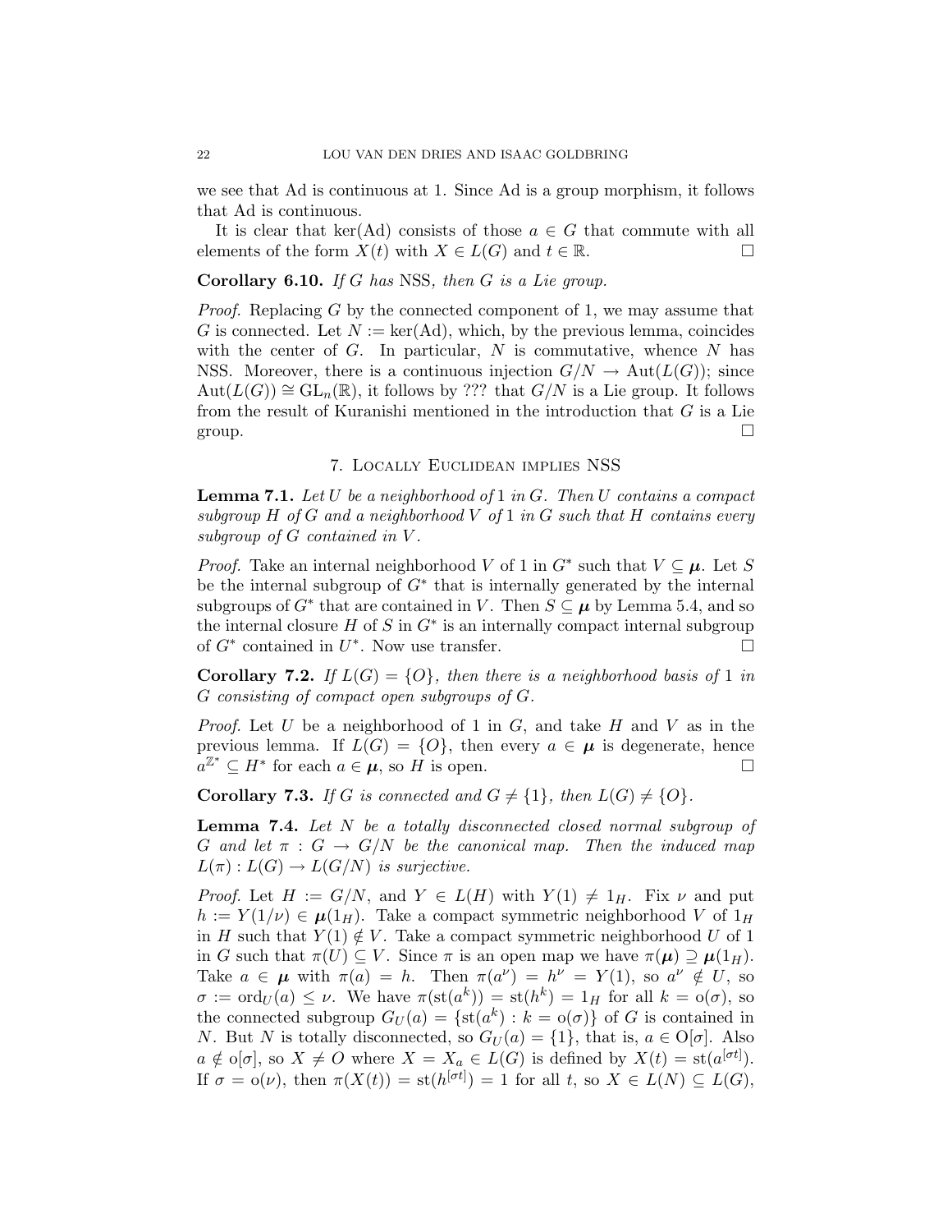we see that Ad is continuous at 1. Since Ad is a group morphism, it follows that Ad is continuous.

It is clear that $\ker(\mathrm{Ad})$ consists of those $a \in G$ that commute with all elements of the form $X(t)$ with $X \in L(G)$ and $t \in \mathbb{R}$. $\square$

**Corollary 6.10.** *If $G$ has* NSS*, then $G$ is a Lie group.*

*Proof.* Replacing $G$ by the connected component of 1, we may assume that $G$ is connected. Let $N := \ker(\mathrm{Ad})$, which, by the previous lemma, coincides with the center of $G$. In particular, $N$ is commutative, whence $N$ has NSS. Moreover, there is a continuous injection $G/N \to \mathrm{Aut}(L(G))$; since $\mathrm{Aut}(L(G)) \cong \mathrm{GL}_n(\mathbb{R})$, it follows by ??? that $G/N$ is a Lie group. It follows from the result of Kuranishi mentioned in the introduction that $G$ is a Lie group. $\square$

## 7. Locally Euclidean implies NSS

**Lemma 7.1.** *Let $U$ be a neighborhood of 1 in $G$. Then $U$ contains a compact subgroup $H$ of $G$ and a neighborhood $V$ of 1 in $G$ such that $H$ contains every subgroup of $G$ contained in $V$.*

*Proof.* Take an internal neighborhood $V$ of 1 in $G^*$ such that $V \subseteq \boldsymbol{\mu}$. Let $S$ be the internal subgroup of $G^*$ that is internally generated by the internal subgroups of $G^*$ that are contained in $V$. Then $S \subseteq \boldsymbol{\mu}$ by Lemma 5.4, and so the internal closure $H$ of $S$ in $G^*$ is an internally compact internal subgroup of $G^*$ contained in $U^*$. Now use transfer. $\square$

**Corollary 7.2.** *If $L(G) = \{O\}$, then there is a neighborhood basis of 1 in $G$ consisting of compact open subgroups of $G$.*

*Proof.* Let $U$ be a neighborhood of 1 in $G$, and take $H$ and $V$ as in the previous lemma. If $L(G) = \{O\}$, then every $a \in \boldsymbol{\mu}$ is degenerate, hence $a^{\mathbb{Z}^*} \subseteq H^*$ for each $a \in \boldsymbol{\mu}$, so $H$ is open. $\square$

**Corollary 7.3.** *If $G$ is connected and $G \neq \{1\}$, then $L(G) \neq \{O\}$.*

**Lemma 7.4.** *Let $N$ be a totally disconnected closed normal subgroup of $G$ and let $\pi : G \to G/N$ be the canonical map. Then the induced map $L(\pi) : L(G) \to L(G/N)$ is surjective.*

*Proof.* Let $H := G/N$, and $Y \in L(H)$ with $Y(1) \neq 1_H$. Fix $\nu$ and put $h := Y(1/\nu) \in \boldsymbol{\mu}(1_H)$. Take a compact symmetric neighborhood $V$ of $1_H$ in $H$ such that $Y(1) \notin V$. Take a compact symmetric neighborhood $U$ of 1 in $G$ such that $\pi(U) \subseteq V$. Since $\pi$ is an open map we have $\pi(\boldsymbol{\mu}) \supseteq \boldsymbol{\mu}(1_H)$. Take $a \in \boldsymbol{\mu}$ with $\pi(a) = h$. Then $\pi(a^\nu) = h^\nu = Y(1)$, so $a^\nu \notin U$, so $\sigma := \mathrm{ord}_U(a) \leq \nu$. We have $\pi(\mathrm{st}(a^k)) = \mathrm{st}(h^k) = 1_H$ for all $k = \mathrm{o}(\sigma)$, so the connected subgroup $G_U(a) = \{\mathrm{st}(a^k) : k = \mathrm{o}(\sigma)\}$ of $G$ is contained in $N$. But $N$ is totally disconnected, so $G_U(a) = \{1\}$, that is, $a \in \mathrm{O}[\sigma]$. Also $a \notin \mathrm{o}[\sigma]$, so $X \neq O$ where $X = X_a \in L(G)$ is defined by $X(t) = \mathrm{st}(a^{[\sigma t]})$. If $\sigma = \mathrm{o}(\nu)$, then $\pi(X(t)) = \mathrm{st}(h^{[\sigma t]}) = 1$ for all $t$, so $X \in L(N) \subseteq L(G)$,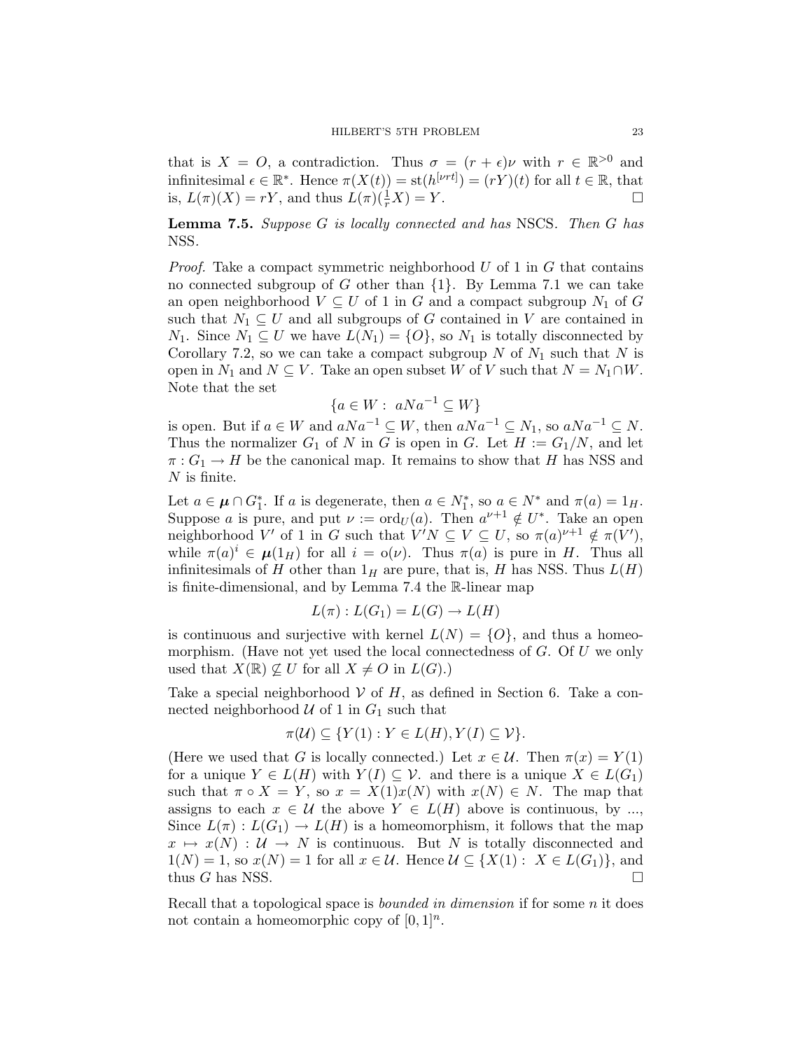that is $X = O$, a contradiction. Thus $\sigma = (r+\epsilon)\nu$ with $r \in \mathbb{R}^{>0}$ and infinitesimal $\epsilon \in \mathbb{R}^*$. Hence $\pi(X(t)) = \mathrm{st}(h^{[\nu r t]}) = (rY)(t)$ for all $t \in \mathbb{R}$, that is, $L(\pi)(X) = rY$, and thus $L(\pi)(\frac{1}{r}X) = Y$. □

**Lemma 7.5.** *Suppose $G$ is locally connected and has* NSCS*. Then $G$ has* NSS*.*

*Proof.* Take a compact symmetric neighborhood $U$ of 1 in $G$ that contains no connected subgroup of $G$ other than $\{1\}$. By Lemma 7.1 we can take an open neighborhood $V \subseteq U$ of 1 in $G$ and a compact subgroup $N_1$ of $G$ such that $N_1 \subseteq U$ and all subgroups of $G$ contained in $V$ are contained in $N_1$. Since $N_1 \subseteq U$ we have $L(N_1) = \{O\}$, so $N_1$ is totally disconnected by Corollary 7.2, so we can take a compact subgroup $N$ of $N_1$ such that $N$ is open in $N_1$ and $N \subseteq V$. Take an open subset $W$ of $V$ such that $N = N_1 \cap W$. Note that the set

$$\{a \in W : \ aNa^{-1} \subseteq W\}$$

is open. But if $a \in W$ and $aNa^{-1} \subseteq W$, then $aNa^{-1} \subseteq N_1$, so $aNa^{-1} \subseteq N$. Thus the normalizer $G_1$ of $N$ in $G$ is open in $G$. Let $H := G_1/N$, and let $\pi : G_1 \to H$ be the canonical map. It remains to show that $H$ has NSS and $N$ is finite.

Let $a \in \boldsymbol{\mu} \cap G_1^*$. If $a$ is degenerate, then $a \in N_1^*$, so $a \in N^*$ and $\pi(a) = 1_H$. Suppose $a$ is pure, and put $\nu := \mathrm{ord}_U(a)$. Then $a^{\nu+1} \notin U^*$. Take an open neighborhood $V'$ of 1 in $G$ such that $V'N \subseteq V \subseteq U$, so $\pi(a)^{\nu+1} \notin \pi(V')$, while $\pi(a)^i \in \boldsymbol{\mu}(1_H)$ for all $i = \mathrm{o}(\nu)$. Thus $\pi(a)$ is pure in $H$. Thus all infinitesimals of $H$ other than $1_H$ are pure, that is, $H$ has NSS. Thus $L(H)$ is finite-dimensional, and by Lemma 7.4 the $\mathbb{R}$-linear map

$$L(\pi) : L(G_1) = L(G) \to L(H)$$

is continuous and surjective with kernel $L(N) = \{O\}$, and thus a homeomorphism. (Have not yet used the local connectedness of $G$. Of $U$ we only used that $X(\mathbb{R}) \not\subseteq U$ for all $X \neq O$ in $L(G)$.)

Take a special neighborhood $\mathcal{V}$ of $H$, as defined in Section 6. Take a connected neighborhood $\mathcal{U}$ of 1 in $G_1$ such that

$$\pi(\mathcal{U}) \subseteq \{Y(1) : Y \in L(H), Y(I) \subseteq \mathcal{V}\}.$$

(Here we used that $G$ is locally connected.) Let $x \in \mathcal{U}$. Then $\pi(x) = Y(1)$ for a unique $Y \in L(H)$ with $Y(I) \subseteq \mathcal{V}$. and there is a unique $X \in L(G_1)$ such that $\pi \circ X = Y$, so $x = X(1)x(N)$ with $x(N) \in N$. The map that assigns to each $x \in \mathcal{U}$ the above $Y \in L(H)$ above is continuous, by ..., Since $L(\pi) : L(G_1) \to L(H)$ is a homeomorphism, it follows that the map $x \mapsto x(N) : \mathcal{U} \to N$ is continuous. But $N$ is totally disconnected and $1(N) = 1$, so $x(N) = 1$ for all $x \in \mathcal{U}$. Hence $\mathcal{U} \subseteq \{X(1) : \ X \in L(G_1)\}$, and thus $G$ has NSS. □

Recall that a topological space is *bounded in dimension* if for some $n$ it does not contain a homeomorphic copy of $[0,1]^n$.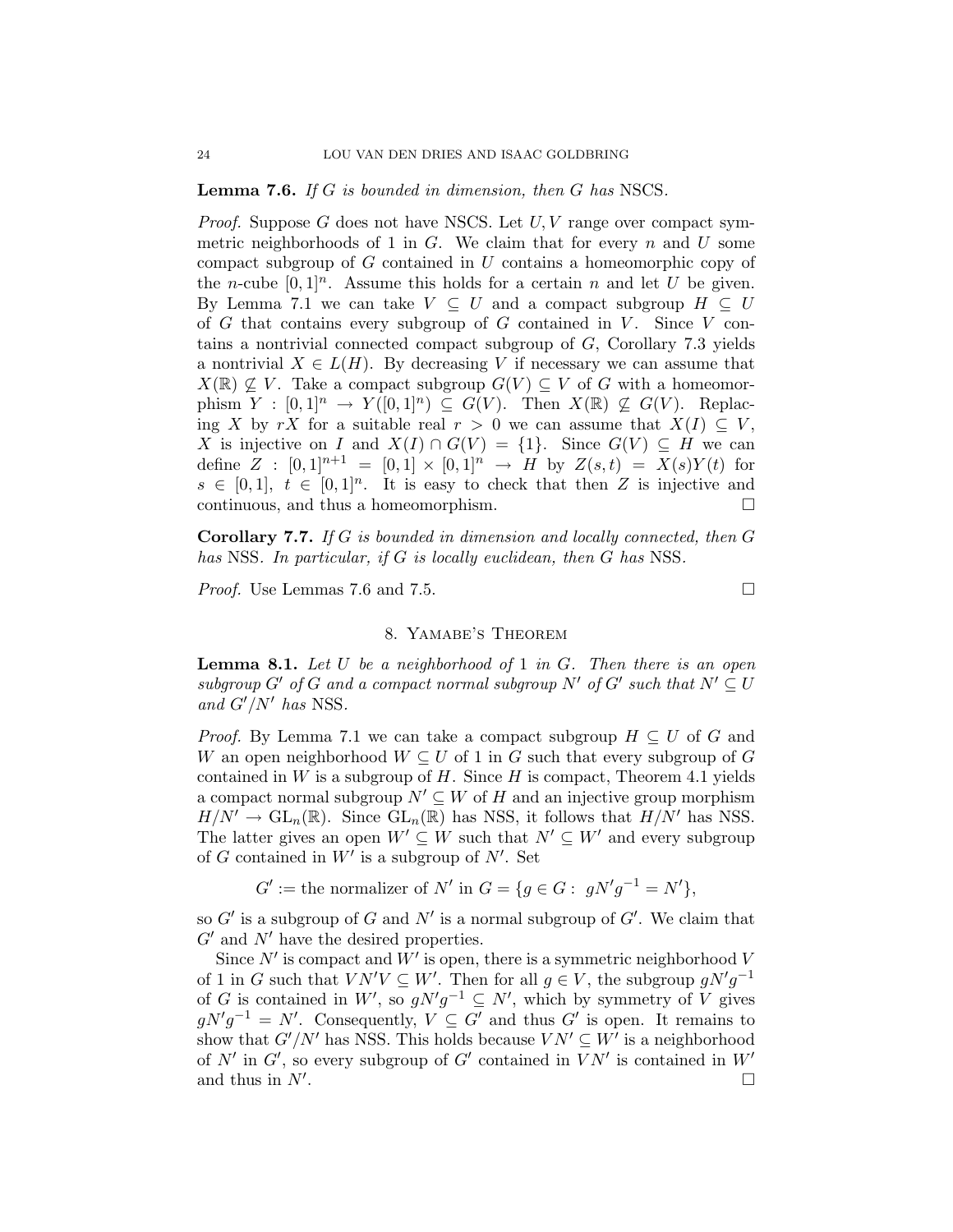**Lemma 7.6.** *If $G$ is bounded in dimension, then $G$ has* NSCS.

*Proof.* Suppose $G$ does not have NSCS. Let $U, V$ range over compact symmetric neighborhoods of 1 in $G$. We claim that for every $n$ and $U$ some compact subgroup of $G$ contained in $U$ contains a homeomorphic copy of the $n$-cube $[0,1]^n$. Assume this holds for a certain $n$ and let $U$ be given. By Lemma 7.1 we can take $V \subseteq U$ and a compact subgroup $H \subseteq U$ of $G$ that contains every subgroup of $G$ contained in $V$. Since $V$ contains a nontrivial connected compact subgroup of $G$, Corollary 7.3 yields a nontrivial $X \in L(H)$. By decreasing $V$ if necessary we can assume that $X(\mathbb{R}) \not\subseteq V$. Take a compact subgroup $G(V) \subseteq V$ of $G$ with a homeomorphism $Y : [0,1]^n \to Y([0,1]^n) \subseteq G(V)$. Then $X(\mathbb{R}) \not\subseteq G(V)$. Replacing $X$ by $rX$ for a suitable real $r > 0$ we can assume that $X(I) \subseteq V$, $X$ is injective on $I$ and $X(I) \cap G(V) = \{1\}$. Since $G(V) \subseteq H$ we can define $Z : [0,1]^{n+1} = [0,1] \times [0,1]^n \to H$ by $Z(s,t) = X(s)Y(t)$ for $s \in [0,1]$, $t \in [0,1]^n$. It is easy to check that then $Z$ is injective and continuous, and thus a homeomorphism. $\square$

**Corollary 7.7.** *If $G$ is bounded in dimension and locally connected, then $G$ has* NSS. *In particular, if $G$ is locally euclidean, then $G$ has* NSS.

*Proof.* Use Lemmas 7.6 and 7.5. $\square$

## 8. Yamabe's Theorem

**Lemma 8.1.** *Let $U$ be a neighborhood of 1 in $G$. Then there is an open subgroup $G'$ of $G$ and a compact normal subgroup $N'$ of $G'$ such that $N' \subseteq U$ and $G'/N'$ has* NSS.

*Proof.* By Lemma 7.1 we can take a compact subgroup $H \subseteq U$ of $G$ and $W$ an open neighborhood $W \subseteq U$ of 1 in $G$ such that every subgroup of $G$ contained in $W$ is a subgroup of $H$. Since $H$ is compact, Theorem 4.1 yields a compact normal subgroup $N' \subseteq W$ of $H$ and an injective group morphism $H/N' \to \mathrm{GL}_n(\mathbb{R})$. Since $\mathrm{GL}_n(\mathbb{R})$ has NSS, it follows that $H/N'$ has NSS. The latter gives an open $W' \subseteq W$ such that $N' \subseteq W'$ and every subgroup of $G$ contained in $W'$ is a subgroup of $N'$. Set

$$G' := \text{the normalizer of } N' \text{ in } G = \{g \in G : \; gN'g^{-1} = N'\},$$

so $G'$ is a subgroup of $G$ and $N'$ is a normal subgroup of $G'$. We claim that $G'$ and $N'$ have the desired properties.

Since $N'$ is compact and $W'$ is open, there is a symmetric neighborhood $V$ of 1 in $G$ such that $VN'V \subseteq W'$. Then for all $g \in V$, the subgroup $gN'g^{-1}$ of $G$ is contained in $W'$, so $gN'g^{-1} \subseteq N'$, which by symmetry of $V$ gives $gN'g^{-1} = N'$. Consequently, $V \subseteq G'$ and thus $G'$ is open. It remains to show that $G'/N'$ has NSS. This holds because $VN' \subseteq W'$ is a neighborhood of $N'$ in $G'$, so every subgroup of $G'$ contained in $VN'$ is contained in $W'$ and thus in $N'$. $\square$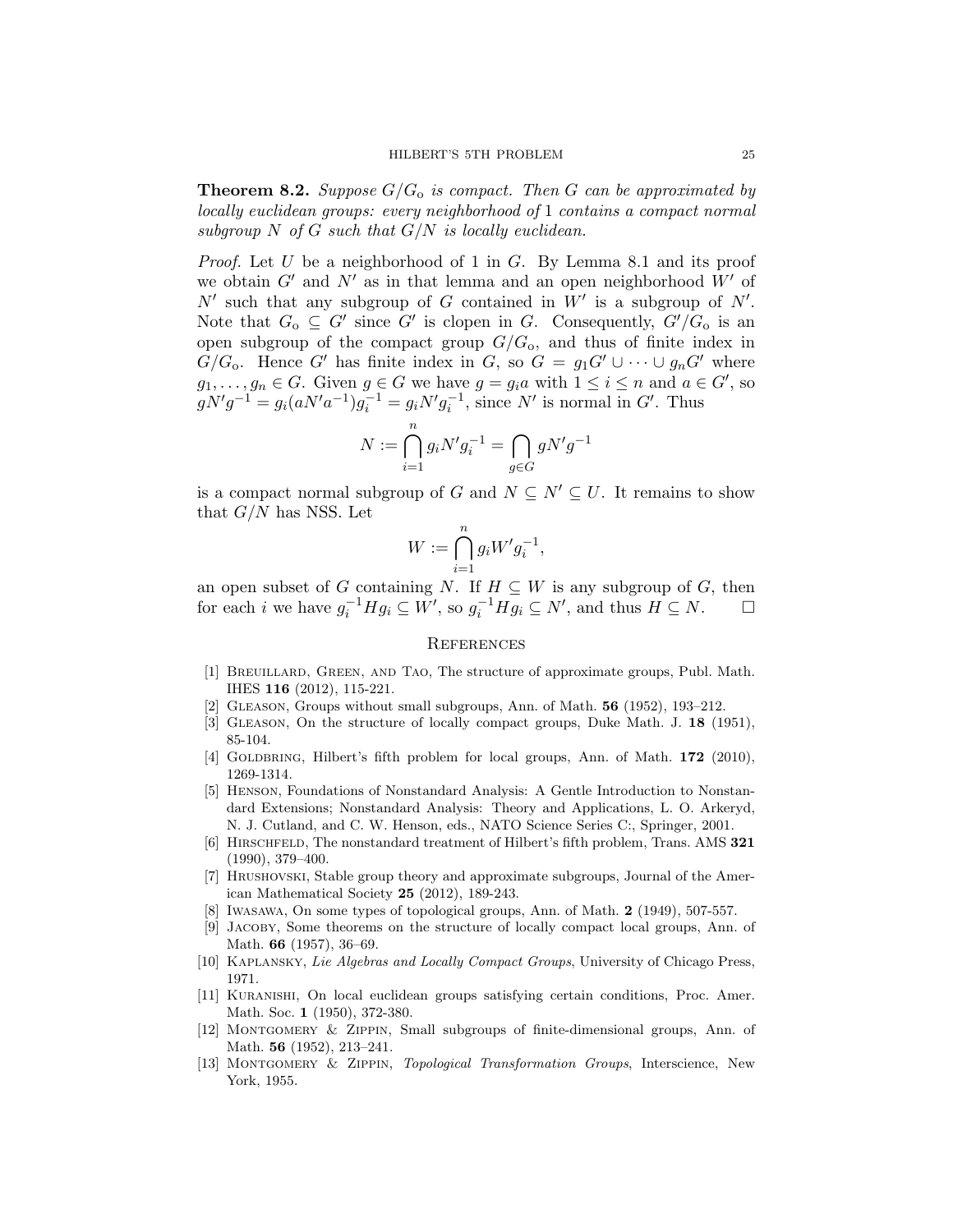**Theorem 8.2.** *Suppose $G/G_\text{o}$ is compact. Then $G$ can be approximated by locally euclidean groups: every neighborhood of 1 contains a compact normal subgroup $N$ of $G$ such that $G/N$ is locally euclidean.*

*Proof.* Let $U$ be a neighborhood of 1 in $G$. By Lemma 8.1 and its proof we obtain $G'$ and $N'$ as in that lemma and an open neighborhood $W'$ of $N'$ such that any subgroup of $G$ contained in $W'$ is a subgroup of $N'$. Note that $G_\text{o} \subseteq G'$ since $G'$ is clopen in $G$. Consequently, $G'/G_\text{o}$ is an open subgroup of the compact group $G/G_\text{o}$, and thus of finite index in $G/G_\text{o}$. Hence $G'$ has finite index in $G$, so $G = g_1 G' \cup \cdots \cup g_n G'$ where $g_1, \ldots, g_n \in G$. Given $g \in G$ we have $g = g_i a$ with $1 \le i \le n$ and $a \in G'$, so $gN'g^{-1} = g_i(aN'a^{-1})g_i^{-1} = g_i N' g_i^{-1}$, since $N'$ is normal in $G'$. Thus

$$N := \bigcap_{i=1}^{n} g_i N' g_i^{-1} = \bigcap_{g \in G} g N' g^{-1}$$

is a compact normal subgroup of $G$ and $N \subseteq N' \subseteq U$. It remains to show that $G/N$ has NSS. Let

$$W := \bigcap_{i=1}^{n} g_i W' g_i^{-1},$$

an open subset of $G$ containing $N$. If $H \subseteq W$ is any subgroup of $G$, then for each $i$ we have $g_i^{-1} H g_i \subseteq W'$, so $g_i^{-1} H g_i \subseteq N'$, and thus $H \subseteq N$. $\square$

## References

[1] Breuillard, Green, and Tao, The structure of approximate groups, Publ. Math. IHES **116** (2012), 115-221.

[2] Gleason, Groups without small subgroups, Ann. of Math. **56** (1952), 193–212.

[3] Gleason, On the structure of locally compact groups, Duke Math. J. **18** (1951), 85-104.

[4] Goldbring, Hilbert's fifth problem for local groups, Ann. of Math. **172** (2010), 1269-1314.

[5] Henson, Foundations of Nonstandard Analysis: A Gentle Introduction to Nonstandard Extensions; Nonstandard Analysis: Theory and Applications, L. O. Arkeryd, N. J. Cutland, and C. W. Henson, eds., NATO Science Series C:, Springer, 2001.

[6] Hirschfeld, The nonstandard treatment of Hilbert's fifth problem, Trans. AMS **321** (1990), 379–400.

[7] Hrushovski, Stable group theory and approximate subgroups, Journal of the American Mathematical Society **25** (2012), 189-243.

[8] Iwasawa, On some types of topological groups, Ann. of Math. **2** (1949), 507-557.

[9] Jacoby, Some theorems on the structure of locally compact local groups, Ann. of Math. **66** (1957), 36–69.

[10] Kaplansky, *Lie Algebras and Locally Compact Groups*, University of Chicago Press, 1971.

[11] Kuranishi, On local euclidean groups satisfying certain conditions, Proc. Amer. Math. Soc. **1** (1950), 372-380.

[12] Montgomery & Zippin, Small subgroups of finite-dimensional groups, Ann. of Math. **56** (1952), 213–241.

[13] Montgomery & Zippin, *Topological Transformation Groups*, Interscience, New York, 1955.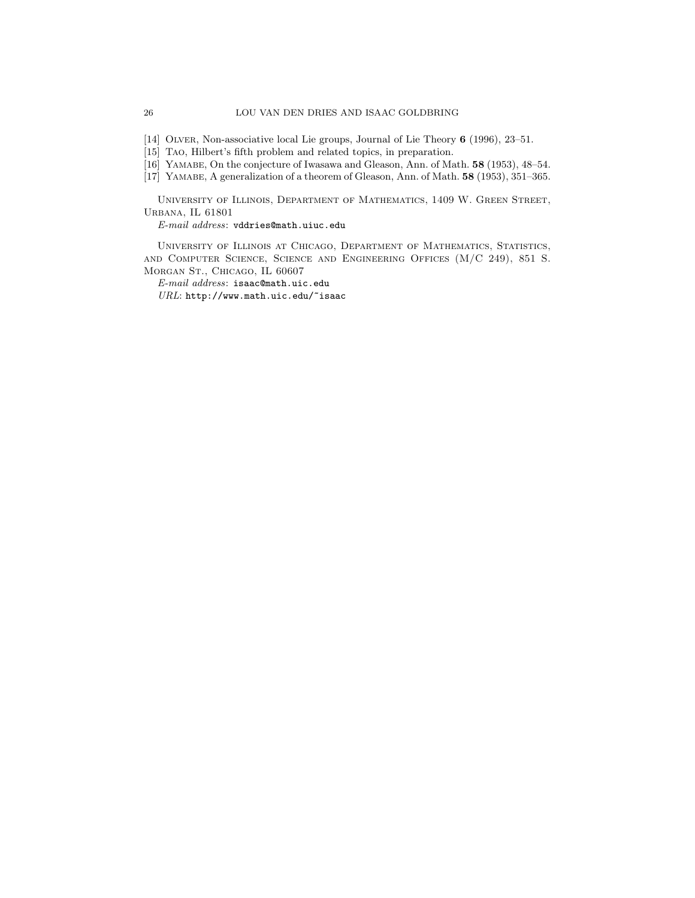[14] Olver, Non-associative local Lie groups, Journal of Lie Theory **6** (1996), 23–51.

[15] Tao, Hilbert's fifth problem and related topics, in preparation.

[16] Yamabe, On the conjecture of Iwasawa and Gleason, Ann. of Math. **58** (1953), 48–54.

[17] Yamabe, A generalization of a theorem of Gleason, Ann. of Math. **58** (1953), 351–365.

University of Illinois, Department of Mathematics, 1409 W. Green Street, Urbana, IL 61801

*E-mail address*: `vddries@math.uiuc.edu`

University of Illinois at Chicago, Department of Mathematics, Statistics, and Computer Science, Science and Engineering Offices (M/C 249), 851 S. Morgan St., Chicago, IL 60607

*E-mail address*: `isaac@math.uic.edu`

*URL*: `http://www.math.uic.edu/~isaac`